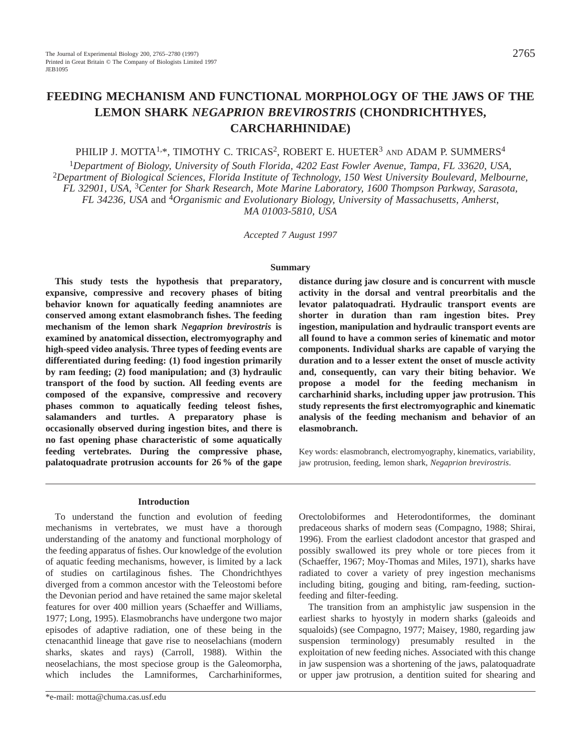# FEEDING MECHANISM AND FUNCTIONAL MORPHOLOGY OF THE JAWS OF THE LEMON SHARK *NEGAPRION BREVIROSTRIS* (CHONDRICHTHYES, CARCHARHINIDAE)

PHILIP J. MOTTA[1,*], TIMOTHY C. TRICAS[2], ROBERT E. HUETER[3] AND ADAM P. SUMMERS[4]

[1]*Department of Biology, University of South Florida, 4202 East Fowler Avenue, Tampa, FL 33620, USA,* [2]*Department of Biological Sciences, Florida Institute of Technology, 150 West University Boulevard, Melbourne, FL 32901, USA,* [3]*Center for Shark Research, Mote Marine Laboratory, 1600 Thompson Parkway, Sarasota, FL 34236, USA* and [4]*Organismic and Evolutionary Biology, University of Massachusetts, Amherst, MA 01003-5810, USA*

*Accepted 7 August 1997*

## Summary

**This study tests the hypothesis that preparatory, expansive, compressive and recovery phases of biting behavior known for aquatically feeding anamniotes are conserved among extant elasmobranch fishes. The feeding mechanism of the lemon shark *Negaprion brevirostris* is examined by anatomical dissection, electromyography and high-speed video analysis. Three types of feeding events are differentiated during feeding: (1) food ingestion primarily by ram feeding; (2) food manipulation; and (3) hydraulic transport of the food by suction. All feeding events are composed of the expansive, compressive and recovery phases common to aquatically feeding teleost fishes, salamanders and turtles. A preparatory phase is occasionally observed during ingestion bites, and there is no fast opening phase characteristic of some aquatically feeding vertebrates. During the compressive phase, palatoquadrate protrusion accounts for 26 % of the gape distance during jaw closure and is concurrent with muscle activity in the dorsal and ventral preorbitalis and the levator palatoquadrati. Hydraulic transport events are shorter in duration than ram ingestion bites. Prey ingestion, manipulation and hydraulic transport events are all found to have a common series of kinematic and motor components. Individual sharks are capable of varying the duration and to a lesser extent the onset of muscle activity and, consequently, can vary their biting behavior. We propose a model for the feeding mechanism in carcharhinid sharks, including upper jaw protrusion. This study represents the first electromyographic and kinematic analysis of the feeding mechanism and behavior of an elasmobranch.**

Key words: elasmobranch, electromyography, kinematics, variability, jaw protrusion, feeding, lemon shark, *Negaprion brevirostris*.

## Introduction

To understand the function and evolution of feeding mechanisms in vertebrates, we must have a thorough understanding of the anatomy and functional morphology of the feeding apparatus of fishes. Our knowledge of the evolution of aquatic feeding mechanisms, however, is limited by a lack of studies on cartilaginous fishes. The Chondrichthyes diverged from a common ancestor with the Teleostomi before the Devonian period and have retained the same major skeletal features for over 400 million years (Schaeffer and Williams, 1977; Long, 1995). Elasmobranchs have undergone two major episodes of adaptive radiation, one of these being in the ctenacanthid lineage that gave rise to neoselachians (modern sharks, skates and rays) (Carroll, 1988). Within the neoselachians, the most speciose group is the Galeomorpha, which includes the Lamniformes, Carcharhiniformes, Orectolobiformes and Heterodontiformes, the dominant predaceous sharks of modern seas (Compagno, 1988; Shirai, 1996). From the earliest cladodont ancestor that grasped and possibly swallowed its prey whole or tore pieces from it (Schaeffer, 1967; Moy-Thomas and Miles, 1971), sharks have radiated to cover a variety of prey ingestion mechanisms including biting, gouging and biting, ram-feeding, suction-feeding and filter-feeding.

The transition from an amphistylic jaw suspension in the earliest sharks to hyostyly in modern sharks (galeoids and squaloids) (see Compagno, 1977; Maisey, 1980, regarding jaw suspension terminology) presumably resulted in the exploitation of new feeding niches. Associated with this change in jaw suspension was a shortening of the jaws, palatoquadrate or upper jaw protrusion, a dentition suited for shearing and

*e-mail: motta@chuma.cas.usf.edu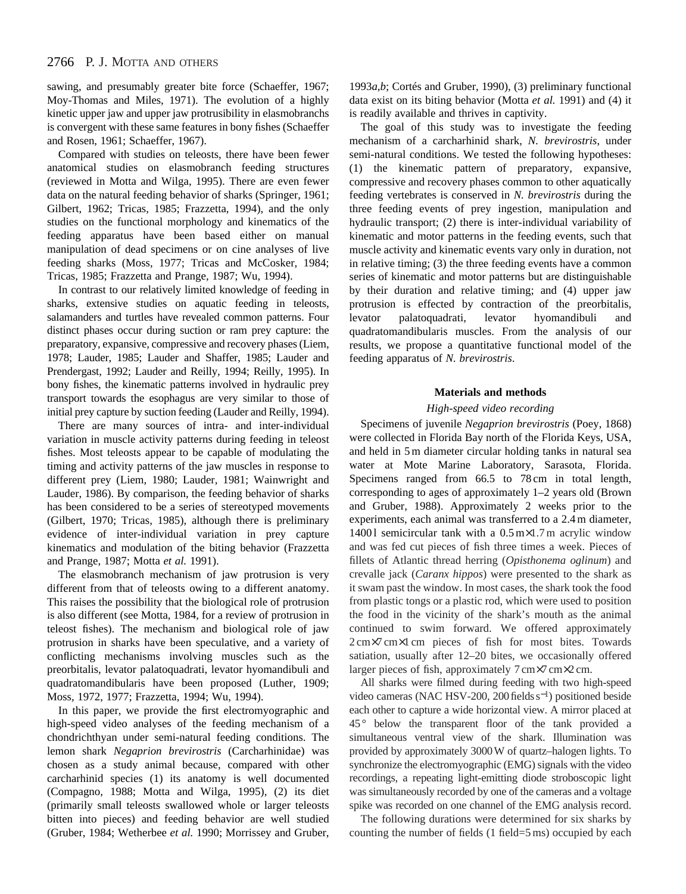sawing, and presumably greater bite force (Schaeffer, 1967; Moy-Thomas and Miles, 1971). The evolution of a highly kinetic upper jaw and upper jaw protrusibility in elasmobranchs is convergent with these same features in bony fishes (Schaeffer and Rosen, 1961; Schaeffer, 1967).

Compared with studies on teleosts, there have been fewer anatomical studies on elasmobranch feeding structures (reviewed in Motta and Wilga, 1995). There are even fewer data on the natural feeding behavior of sharks (Springer, 1961; Gilbert, 1962; Tricas, 1985; Frazzetta, 1994), and the only studies on the functional morphology and kinematics of the feeding apparatus have been based either on manual manipulation of dead specimens or on cine analyses of live feeding sharks (Moss, 1977; Tricas and McCosker, 1984; Tricas, 1985; Frazzetta and Prange, 1987; Wu, 1994).

In contrast to our relatively limited knowledge of feeding in sharks, extensive studies on aquatic feeding in teleosts, salamanders and turtles have revealed common patterns. Four distinct phases occur during suction or ram prey capture: the preparatory, expansive, compressive and recovery phases (Liem, 1978; Lauder, 1985; Lauder and Shaffer, 1985; Lauder and Prendergast, 1992; Lauder and Reilly, 1994; Reilly, 1995). In bony fishes, the kinematic patterns involved in hydraulic prey transport towards the esophagus are very similar to those of initial prey capture by suction feeding (Lauder and Reilly, 1994).

There are many sources of intra- and inter-individual variation in muscle activity patterns during feeding in teleost fishes. Most teleosts appear to be capable of modulating the timing and activity patterns of the jaw muscles in response to different prey (Liem, 1980; Lauder, 1981; Wainwright and Lauder, 1986). By comparison, the feeding behavior of sharks has been considered to be a series of stereotyped movements (Gilbert, 1970; Tricas, 1985), although there is preliminary evidence of inter-individual variation in prey capture kinematics and modulation of the biting behavior (Frazzetta and Prange, 1987; Motta *et al.* 1991).

The elasmobranch mechanism of jaw protrusion is very different from that of teleosts owing to a different anatomy. This raises the possibility that the biological role of protrusion is also different (see Motta, 1984, for a review of protrusion in teleost fishes). The mechanism and biological role of jaw protrusion in sharks have been speculative, and a variety of conflicting mechanisms involving muscles such as the preorbitalis, levator palatoquadrati, levator hyomandibuli and quadratomandibularis have been proposed (Luther, 1909; Moss, 1972, 1977; Frazzetta, 1994; Wu, 1994).

In this paper, we provide the first electromyographic and high-speed video analyses of the feeding mechanism of a chondrichthyan under semi-natural feeding conditions. The lemon shark *Negaprion brevirostris* (Carcharhinidae) was chosen as a study animal because, compared with other carcharhinid species (1) its anatomy is well documented (Compagno, 1988; Motta and Wilga, 1995), (2) its diet (primarily small teleosts swallowed whole or larger teleosts bitten into pieces) and feeding behavior are well studied (Gruber, 1984; Wetherbee *et al.* 1990; Morrissey and Gruber, 1993*a*,*b*; Cortés and Gruber, 1990), (3) preliminary functional data exist on its biting behavior (Motta *et al.* 1991) and (4) it is readily available and thrives in captivity.

The goal of this study was to investigate the feeding mechanism of a carcharhinid shark, *N. brevirostris*, under semi-natural conditions. We tested the following hypotheses: (1) the kinematic pattern of preparatory, expansive, compressive and recovery phases common to other aquatically feeding vertebrates is conserved in *N. brevirostris* during the three feeding events of prey ingestion, manipulation and hydraulic transport; (2) there is inter-individual variability of kinematic and motor patterns in the feeding events, such that muscle activity and kinematic events vary only in duration, not in relative timing; (3) the three feeding events have a common series of kinematic and motor patterns but are distinguishable by their duration and relative timing; and (4) upper jaw protrusion is effected by contraction of the preorbitalis, levator palatoquadrati, levator hyomandibuli and quadratomandibularis muscles. From the analysis of our results, we propose a quantitative functional model of the feeding apparatus of *N. brevirostris*.

## Materials and methods

### *High-speed video recording*

Specimens of juvenile *Negaprion brevirostris* (Poey, 1868) were collected in Florida Bay north of the Florida Keys, USA, and held in 5 m diameter circular holding tanks in natural sea water at Mote Marine Laboratory, Sarasota, Florida. Specimens ranged from 66.5 to 78 cm in total length, corresponding to ages of approximately 1–2 years old (Brown and Gruber, 1988). Approximately 2 weeks prior to the experiments, each animal was transferred to a 2.4 m diameter, 1400 l semicircular tank with a 0.5 m×1.7 m acrylic window and was fed cut pieces of fish three times a week. Pieces of fillets of Atlantic thread herring (*Opisthonema oglinum*) and crevalle jack (*Caranx hippos*) were presented to the shark as it swam past the window. In most cases, the shark took the food from plastic tongs or a plastic rod, which were used to position the food in the vicinity of the shark's mouth as the animal continued to swim forward. We offered approximately 2 cm×7 cm×1 cm pieces of fish for most bites. Towards satiation, usually after 12–20 bites, we occasionally offered larger pieces of fish, approximately 7 cm×7 cm×2 cm.

All sharks were filmed during feeding with two high-speed video cameras (NAC HSV-200, 200 fields $s^{-1}$) positioned beside each other to capture a wide horizontal view. A mirror placed at 45° below the transparent floor of the tank provided a simultaneous ventral view of the shark. Illumination was provided by approximately 3000 W of quartz–halogen lights. To synchronize the electromyographic (EMG) signals with the video recordings, a repeating light-emitting diode stroboscopic light was simultaneously recorded by one of the cameras and a voltage spike was recorded on one channel of the EMG analysis record.

The following durations were determined for six sharks by counting the number of fields (1 field=5 ms) occupied by each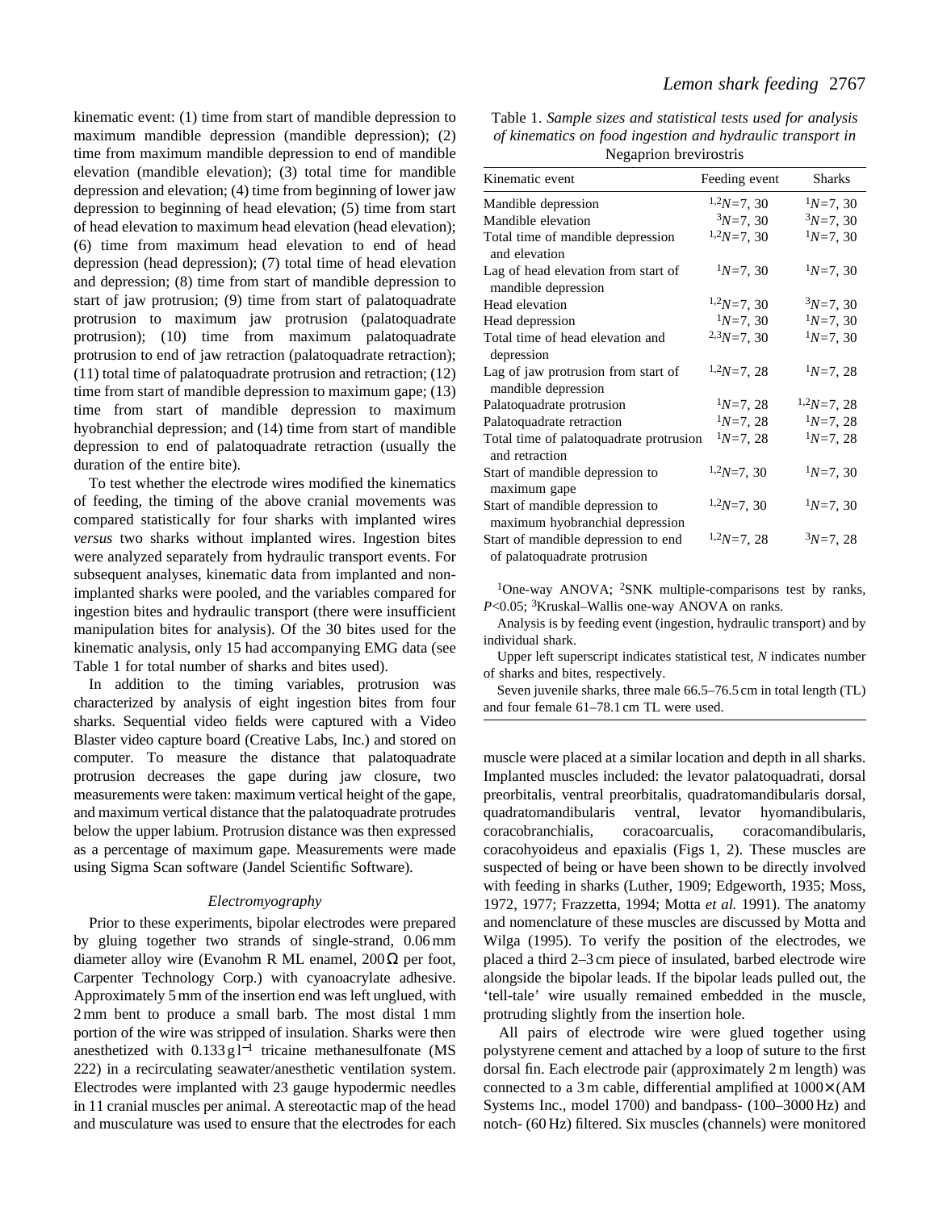kinematic event: (1) time from start of mandible depression to maximum mandible depression (mandible depression); (2) time from maximum mandible depression to end of mandible elevation (mandible elevation); (3) total time for mandible depression and elevation; (4) time from beginning of lower jaw depression to beginning of head elevation; (5) time from start of head elevation to maximum head elevation (head elevation); (6) time from maximum head elevation to end of head depression (head depression); (7) total time of head elevation and depression; (8) time from start of mandible depression to start of jaw protrusion; (9) time from start of palatoquadrate protrusion to maximum jaw protrusion (palatoquadrate protrusion); (10) time from maximum palatoquadrate protrusion to end of jaw retraction (palatoquadrate retraction); (11) total time of palatoquadrate protrusion and retraction; (12) time from start of mandible depression to maximum gape; (13) time from start of mandible depression to maximum hyobranchial depression; and (14) time from start of mandible depression to end of palatoquadrate retraction (usually the duration of the entire bite).

To test whether the electrode wires modified the kinematics of feeding, the timing of the above cranial movements was compared statistically for four sharks with implanted wires *versus* two sharks without implanted wires. Ingestion bites were analyzed separately from hydraulic transport events. For subsequent analyses, kinematic data from implanted and non-implanted sharks were pooled, and the variables compared for ingestion bites and hydraulic transport (there were insufficient manipulation bites for analysis). Of the 30 bites used for the kinematic analysis, only 15 had accompanying EMG data (see Table 1 for total number of sharks and bites used).

In addition to the timing variables, protrusion was characterized by analysis of eight ingestion bites from four sharks. Sequential video fields were captured with a Video Blaster video capture board (Creative Labs, Inc.) and stored on computer. To measure the distance that palatoquadrate protrusion decreases the gape during jaw closure, two measurements were taken: maximum vertical height of the gape, and maximum vertical distance that the palatoquadrate protrudes below the upper labium. Protrusion distance was then expressed as a percentage of maximum gape. Measurements were made using Sigma Scan software (Jandel Scientific Software).

Table 1. *Sample sizes and statistical tests used for analysis of kinematics on food ingestion and hydraulic transport in* Negaprion brevirostris

| Kinematic event | Feeding event | Sharks |
|---|---|---|
| Mandible depression | [1,2] *N*=7, 30 | [1] *N*=7, 30 |
| Mandible elevation | [3] *N*=7, 30 | [3] *N*=7, 30 |
| Total time of mandible depression and elevation | [1,2] *N*=7, 30 | [1] *N*=7, 30 |
| Lag of head elevation from start of mandible depression | [1] *N*=7, 30 | [1] *N*=7, 30 |
| Head elevation | [1,2] *N*=7, 30 | [3] *N*=7, 30 |
| Head depression | [1] *N*=7, 30 | [1] *N*=7, 30 |
| Total time of head elevation and depression | [2,3] *N*=7, 30 | [1] *N*=7, 30 |
| Lag of jaw protrusion from start of mandible depression | [1,2] *N*=7, 28 | [1] *N*=7, 28 |
| Palatoquadrate protrusion | [1] *N*=7, 28 | [1,2] *N*=7, 28 |
| Palatoquadrate retraction | [1] *N*=7, 28 | [1] *N*=7, 28 |
| Total time of palatoquadrate protrusion and retraction | [1] *N*=7, 28 | [1] *N*=7, 28 |
| Start of mandible depression to maximum gape | [1,2] *N*=7, 30 | [1] *N*=7, 30 |
| Start of mandible depression to maximum hyobranchial depression | [1,2] *N*=7, 30 | [1] *N*=7, 30 |
| Start of mandible depression to end of palatoquadrate protrusion | [1,2] *N*=7, 28 | [3] *N*=7, 28 |

[1]One-way ANOVA; [2]SNK multiple-comparisons test by ranks, $P<0.05$; [3]Kruskal–Wallis one-way ANOVA on ranks.

Analysis is by feeding event (ingestion, hydraulic transport) and by individual shark.

Upper left superscript indicates statistical test, *N* indicates number of sharks and bites, respectively.

Seven juvenile sharks, three male 66.5–76.5 cm in total length (TL) and four female 61–78.1 cm TL were used.

### Electromyography

Prior to these experiments, bipolar electrodes were prepared by gluing together two strands of single-strand, 0.06 mm diameter alloy wire (Evanohm R ML enamel, 200 Ω per foot, Carpenter Technology Corp.) with cyanoacrylate adhesive. Approximately 5 mm of the insertion end was left unglued, with 2 mm bent to produce a small barb. The most distal 1 mm portion of the wire was stripped of insulation. Sharks were then anesthetized with $0.133\,\mathrm{g\,l^{-1}}$ tricaine methanesulfonate (MS 222) in a recirculating seawater/anesthetic ventilation system. Electrodes were implanted with 23 gauge hypodermic needles in 11 cranial muscles per animal. A stereotactic map of the head and musculature was used to ensure that the electrodes for each muscle were placed at a similar location and depth in all sharks. Implanted muscles included: the levator palatoquadrati, dorsal preorbitalis, ventral preorbitalis, quadratomandibularis dorsal, quadratomandibularis ventral, levator hyomandibularis, coracobranchialis, coracoarcualis, coracomandibularis, coracohyoideus and epaxialis (Figs 1, 2). These muscles are suspected of being or have been shown to be directly involved with feeding in sharks (Luther, 1909; Edgeworth, 1935; Moss, 1972, 1977; Frazzetta, 1994; Motta *et al.* 1991). The anatomy and nomenclature of these muscles are discussed by Motta and Wilga (1995). To verify the position of the electrodes, we placed a third 2–3 cm piece of insulated, barbed electrode wire alongside the bipolar leads. If the bipolar leads pulled out, the 'tell-tale' wire usually remained embedded in the muscle, protruding slightly from the insertion hole.

All pairs of electrode wire were glued together using polystyrene cement and attached by a loop of suture to the first dorsal fin. Each electrode pair (approximately 2 m length) was connected to a 3 m cable, differential amplified at 1000× (AM Systems Inc., model 1700) and bandpass- (100–3000 Hz) and notch- (60 Hz) filtered. Six muscles (channels) were monitored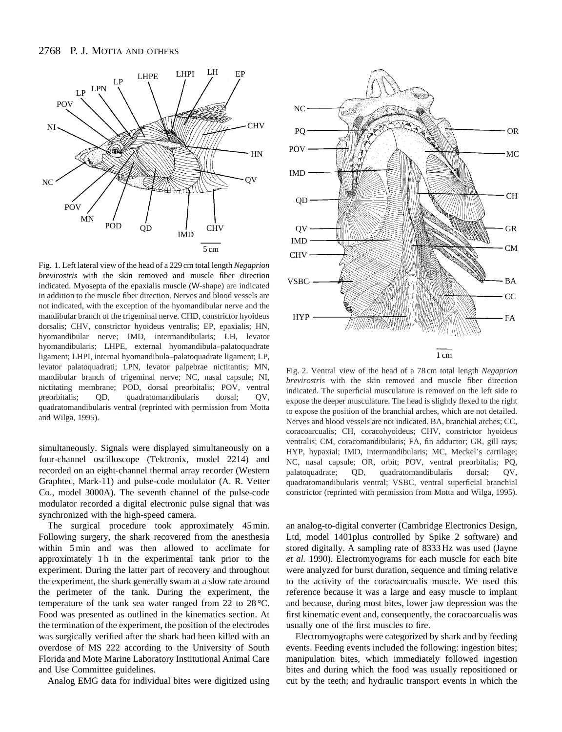Fig. 1. Left lateral view of the head of a 229 cm total length *Negaprion brevirostris* with the skin removed and muscle fiber direction indicated. Myosepta of the epaxialis muscle (W-shape) are indicated in addition to the muscle fiber direction. Nerves and blood vessels are not indicated, with the exception of the hyomandibular nerve and the mandibular branch of the trigeminal nerve. CHD, constrictor hyoideus dorsalis; CHV, constrictor hyoideus ventralis; EP, epaxialis; HN, hyomandibular nerve; IMD, intermandibularis; LH, levator hyomandibularis; LHPE, external hyomandibula–palatoquadrate ligament; LHPI, internal hyomandibula–palatoquadrate ligament; LP, levator palatoquadrati; LPN, levator palpebrae nictitantis; MN, mandibular branch of trigeminal nerve; NC, nasal capsule; NI, nictitating membrane; POD, dorsal preorbitalis; POV, ventral preorbitalis; QD, quadratomandibularis dorsal; QV, quadratomandibularis ventral (reprinted with permission from Motta and Wilga, 1995).

Fig. 2. Ventral view of the head of a 78 cm total length *Negaprion brevirostris* with the skin removed and muscle fiber direction indicated. The superficial musculature is removed on the left side to expose the deeper musculature. The head is slightly flexed to the right to expose the position of the branchial arches, which are not detailed. Nerves and blood vessels are not indicated. BA, branchial arches; CC, coracoarcualis; CH, coracohyoideus; CHV, constrictor hyoideus ventralis; CM, coracomandibularis; FA, fin adductor; GR, gill rays; HYP, hypaxial; IMD, intermandibularis; MC, Meckel's cartilage; NC, nasal capsule; OR, orbit; POV, ventral preorbitalis; PQ, palatoquadrate; QD, quadratomandibularis dorsal; QV, quadratomandibularis ventral; VSBC, ventral superficial branchial constrictor (reprinted with permission from Motta and Wilga, 1995).

simultaneously. Signals were displayed simultaneously on a four-channel oscilloscope (Tektronix, model 2214) and recorded on an eight-channel thermal array recorder (Western Graphtec, Mark-11) and pulse-code modulator (A. R. Vetter Co., model 3000A). The seventh channel of the pulse-code modulator recorded a digital electronic pulse signal that was synchronized with the high-speed camera.

The surgical procedure took approximately 45 min. Following surgery, the shark recovered from the anesthesia within 5 min and was then allowed to acclimate for approximately 1 h in the experimental tank prior to the experiment. During the latter part of recovery and throughout the experiment, the shark generally swam at a slow rate around the perimeter of the tank. During the experiment, the temperature of the tank sea water ranged from 22 to 28 °C. Food was presented as outlined in the kinematics section. At the termination of the experiment, the position of the electrodes was surgically verified after the shark had been killed with an overdose of MS 222 according to the University of South Florida and Mote Marine Laboratory Institutional Animal Care and Use Committee guidelines.

Analog EMG data for individual bites were digitized using an analog-to-digital converter (Cambridge Electronics Design, Ltd, model 1401plus controlled by Spike 2 software) and stored digitally. A sampling rate of 8333 Hz was used (Jayne *et al.* 1990). Electromyograms for each muscle for each bite were analyzed for burst duration, sequence and timing relative to the activity of the coracoarcualis muscle. We used this reference because it was a large and easy muscle to implant and because, during most bites, lower jaw depression was the first kinematic event and, consequently, the coracoarcualis was usually one of the first muscles to fire.

Electromyographs were categorized by shark and by feeding events. Feeding events included the following: ingestion bites; manipulation bites, which immediately followed ingestion bites and during which the food was usually repositioned or cut by the teeth; and hydraulic transport events in which the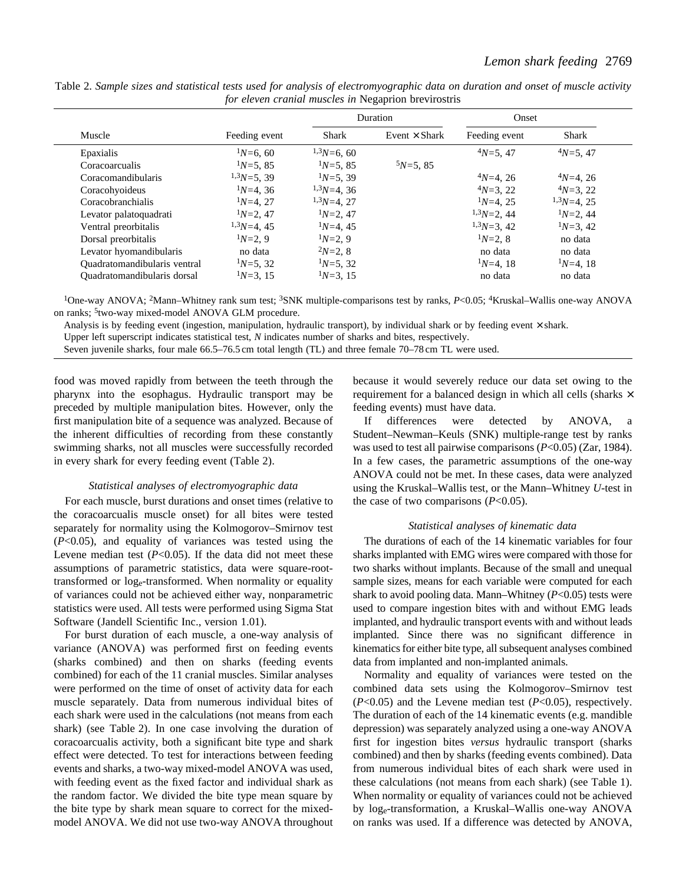Table 2. *Sample sizes and statistical tests used for analysis of electromyographic data on duration and onset of muscle activity for eleven cranial muscles in* Negaprion brevirostris

| Muscle | Duration | | | Onset | |
|---|---|---|---|---|---|
| | Feeding event | Shark | Event × Shark | Feeding event | Shark |
| Epaxialis | [1]$N$=6, 60 | [1,3]$N$=6, 60 | | [4]$N$=5, 47 | [4]$N$=5, 47 |
| Coracoarcualis | [1]$N$=5, 85 | [1]$N$=5, 85 | [5]$N$=5, 85 | | |
| Coracomandibularis | [1,3]$N$=5, 39 | [1]$N$=5, 39 | | [4]$N$=4, 26 | [4]$N$=4, 26 |
| Coracohyoideus | [1]$N$=4, 36 | [1,3]$N$=4, 36 | | [4]$N$=3, 22 | [4]$N$=3, 22 |
| Coracobranchialis | [1]$N$=4, 27 | [1,3]$N$=4, 27 | | [1]$N$=4, 25 | [1,3]$N$=4, 25 |
| Levator palatoquadrati | [1]$N$=2, 47 | [1]$N$=2, 47 | | [1,3]$N$=2, 44 | [1]$N$=2, 44 |
| Ventral preorbitalis | [1,3]$N$=4, 45 | [1]$N$=4, 45 | | [1,3]$N$=3, 42 | [1]$N$=3, 42 |
| Dorsal preorbitalis | [1]$N$=2, 9 | [1]$N$=2, 9 | | [1]$N$=2, 8 | no data |
| Levator hyomandibularis | no data | [2]$N$=2, 8 | | no data | no data |
| Quadratomandibularis ventral | [1]$N$=5, 32 | [1]$N$=5, 32 | | [1]$N$=4, 18 | [1]$N$=4, 18 |
| Quadratomandibularis dorsal | [1]$N$=3, 15 | [1]$N$=3, 15 | | no data | no data |

[1]One-way ANOVA; [2]Mann–Whitney rank sum test; [3]SNK multiple-comparisons test by ranks, $P$<0.05; [4]Kruskal–Wallis one-way ANOVA on ranks; [5]two-way mixed-model ANOVA GLM procedure.

Analysis is by feeding event (ingestion, manipulation, hydraulic transport), by individual shark or by feeding event × shark.

Upper left superscript indicates statistical test, $N$ indicates number of sharks and bites, respectively.

Seven juvenile sharks, four male 66.5–76.5 cm total length (TL) and three female 70–78 cm TL were used.

food was moved rapidly from between the teeth through the pharynx into the esophagus. Hydraulic transport may be preceded by multiple manipulation bites. However, only the first manipulation bite of a sequence was analyzed. Because of the inherent difficulties of recording from these constantly swimming sharks, not all muscles were successfully recorded in every shark for every feeding event (Table 2).

### *Statistical analyses of electromyographic data*

For each muscle, burst durations and onset times (relative to the coracoarcualis muscle onset) for all bites were tested separately for normality using the Kolmogorov–Smirnov test ($P$<0.05), and equality of variances was tested using the Levene median test ($P$<0.05). If the data did not meet these assumptions of parametric statistics, data were square-root-transformed or $\log_e$-transformed. When normality or equality of variances could not be achieved either way, nonparametric statistics were used. All tests were performed using Sigma Stat Software (Jandell Scientific Inc., version 1.01).

For burst duration of each muscle, a one-way analysis of variance (ANOVA) was performed first on feeding events (sharks combined) and then on sharks (feeding events combined) for each of the 11 cranial muscles. Similar analyses were performed on the time of onset of activity data for each muscle separately. Data from numerous individual bites of each shark were used in the calculations (not means from each shark) (see Table 2). In one case involving the duration of coracoarcualis activity, both a significant bite type and shark effect were detected. To test for interactions between feeding events and sharks, a two-way mixed-model ANOVA was used, with feeding event as the fixed factor and individual shark as the random factor. We divided the bite type mean square by the bite type by shark mean square to correct for the mixed-model ANOVA. We did not use two-way ANOVA throughout because it would severely reduce our data set owing to the requirement for a balanced design in which all cells (sharks × feeding events) must have data.

If differences were detected by ANOVA, a Student–Newman–Keuls (SNK) multiple-range test by ranks was used to test all pairwise comparisons ($P$<0.05) (Zar, 1984). In a few cases, the parametric assumptions of the one-way ANOVA could not be met. In these cases, data were analyzed using the Kruskal–Wallis test, or the Mann–Whitney $U$-test in the case of two comparisons ($P$<0.05).

### *Statistical analyses of kinematic data*

The durations of each of the 14 kinematic variables for four sharks implanted with EMG wires were compared with those for two sharks without implants. Because of the small and unequal sample sizes, means for each variable were computed for each shark to avoid pooling data. Mann–Whitney ($P$<0.05) tests were used to compare ingestion bites with and without EMG leads implanted, and hydraulic transport events with and without leads implanted. Since there was no significant difference in kinematics for either bite type, all subsequent analyses combined data from implanted and non-implanted animals.

Normality and equality of variances were tested on the combined data sets using the Kolmogorov–Smirnov test ($P$<0.05) and the Levene median test ($P$<0.05), respectively. The duration of each of the 14 kinematic events (e.g. mandible depression) was separately analyzed using a one-way ANOVA first for ingestion bites *versus* hydraulic transport (sharks combined) and then by sharks (feeding events combined). Data from numerous individual bites of each shark were used in these calculations (not means from each shark) (see Table 1). When normality or equality of variances could not be achieved by $\log_e$-transformation, a Kruskal–Wallis one-way ANOVA on ranks was used. If a difference was detected by ANOVA,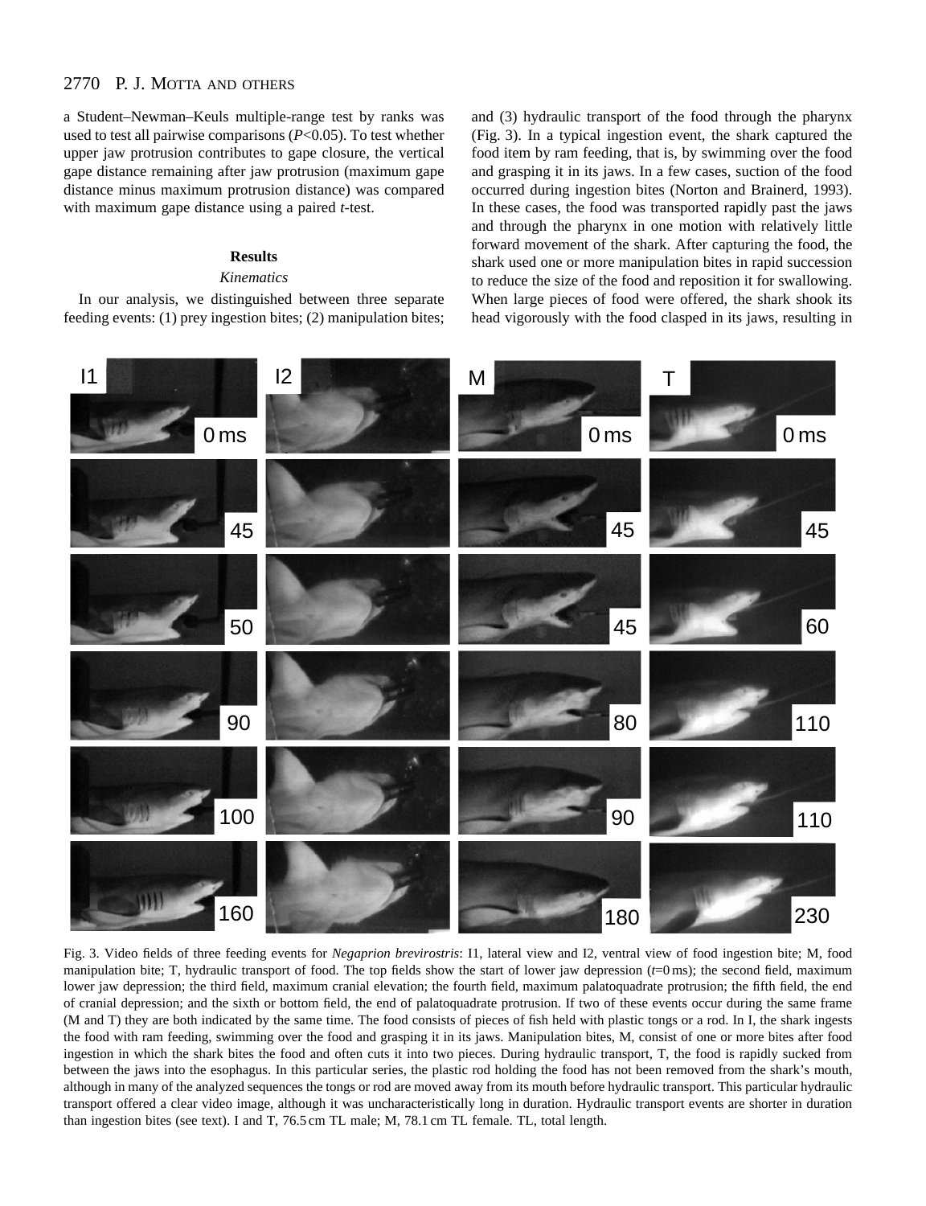a Student–Newman–Keuls multiple-range test by ranks was used to test all pairwise comparisons ($P<0.05$). To test whether upper jaw protrusion contributes to gape closure, the vertical gape distance remaining after jaw protrusion (maximum gape distance minus maximum protrusion distance) was compared with maximum gape distance using a paired *t*-test.

## Results

### *Kinematics*

In our analysis, we distinguished between three separate feeding events: (1) prey ingestion bites; (2) manipulation bites; and (3) hydraulic transport of the food through the pharynx (Fig. 3). In a typical ingestion event, the shark captured the food item by ram feeding, that is, by swimming over the food and grasping it in its jaws. In a few cases, suction of the food occurred during ingestion bites (Norton and Brainerd, 1993). In these cases, the food was transported rapidly past the jaws and through the pharynx in one motion with relatively little forward movement of the shark. After capturing the food, the shark used one or more manipulation bites in rapid succession to reduce the size of the food and reposition it for swallowing. When large pieces of food were offered, the shark shook its head vigorously with the food clasped in its jaws, resulting in

Fig. 3. Video fields of three feeding events for *Negaprion brevirostris*: I1, lateral view and I2, ventral view of food ingestion bite; M, food manipulation bite; T, hydraulic transport of food. The top fields show the start of lower jaw depression ($t$=0 ms); the second field, maximum lower jaw depression; the third field, maximum cranial elevation; the fourth field, maximum palatoquadrate protrusion; the fifth field, the end of cranial depression; and the sixth or bottom field, the end of palatoquadrate protrusion. If two of these events occur during the same frame (M and T) they are both indicated by the same time. The food consists of pieces of fish held with plastic tongs or a rod. In I, the shark ingests the food with ram feeding, swimming over the food and grasping it in its jaws. Manipulation bites, M, consist of one or more bites after food ingestion in which the shark bites the food and often cuts it into two pieces. During hydraulic transport, T, the food is rapidly sucked from between the jaws into the esophagus. In this particular series, the plastic rod holding the food has not been removed from the shark's mouth, although in many of the analyzed sequences the tongs or rod are moved away from its mouth before hydraulic transport. This particular hydraulic transport offered a clear video image, although it was uncharacteristically long in duration. Hydraulic transport events are shorter in duration than ingestion bites (see text). I and T, 76.5 cm TL male; M, 78.1 cm TL female. TL, total length.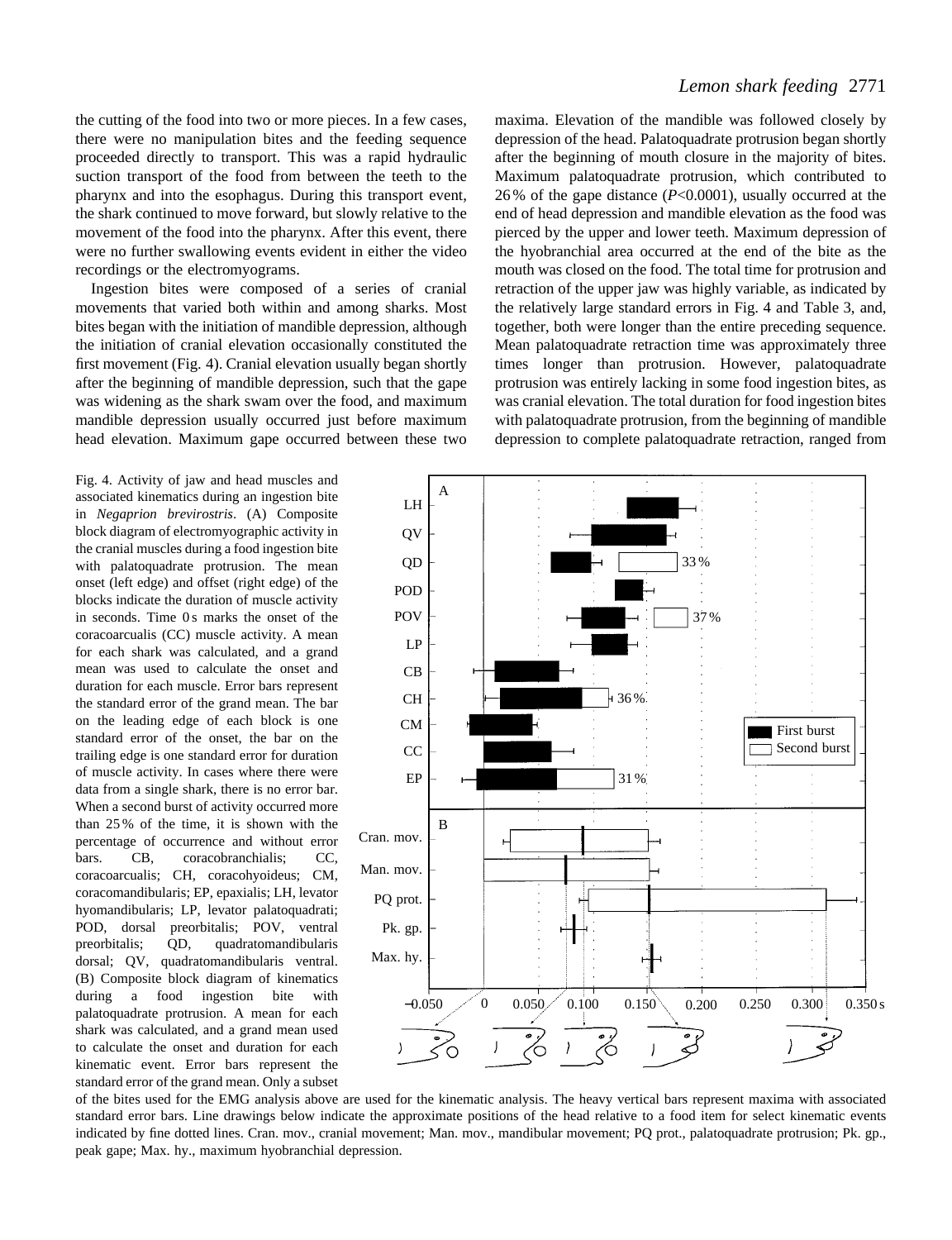the cutting of the food into two or more pieces. In a few cases, there were no manipulation bites and the feeding sequence proceeded directly to transport. This was a rapid hydraulic suction transport of the food from between the teeth to the pharynx and into the esophagus. During this transport event, the shark continued to move forward, but slowly relative to the movement of the food into the pharynx. After this event, there were no further swallowing events evident in either the video recordings or the electromyograms.

Ingestion bites were composed of a series of cranial movements that varied both within and among sharks. Most bites began with the initiation of mandible depression, although the initiation of cranial elevation occasionally constituted the first movement (Fig. 4). Cranial elevation usually began shortly after the beginning of mandible depression, such that the gape was widening as the shark swam over the food, and maximum mandible depression usually occurred just before maximum head elevation. Maximum gape occurred between these two maxima. Elevation of the mandible was followed closely by depression of the head. Palatoquadrate protrusion began shortly after the beginning of mouth closure in the majority of bites. Maximum palatoquadrate protrusion, which contributed to 26 % of the gape distance ($P<0.0001$), usually occurred at the end of head depression and mandible elevation as the food was pierced by the upper and lower teeth. Maximum depression of the hyobranchial area occurred at the end of the bite as the mouth was closed on the food. The total time for protrusion and retraction of the upper jaw was highly variable, as indicated by the relatively large standard errors in Fig. 4 and Table 3, and, together, both were longer than the entire preceding sequence. Mean palatoquadrate retraction time was approximately three times longer than protrusion. However, palatoquadrate protrusion was entirely lacking in some food ingestion bites, as was cranial elevation. The total duration for food ingestion bites with palatoquadrate protrusion, from the beginning of mandible depression to complete palatoquadrate retraction, ranged from

Fig. 4. Activity of jaw and head muscles and associated kinematics during an ingestion bite in *Negaprion brevirostris*. (A) Composite block diagram of electromyographic activity in the cranial muscles during a food ingestion bite with palatoquadrate protrusion. The mean onset (left edge) and offset (right edge) of the blocks indicate the duration of muscle activity in seconds. Time 0 s marks the onset of the coracoarcualis (CC) muscle activity. A mean for each shark was calculated, and a grand mean was used to calculate the onset and duration for each muscle. Error bars represent the standard error of the grand mean. The bar on the leading edge of each block is one standard error of the onset, the bar on the trailing edge is one standard error for duration of muscle activity. In cases where there were data from a single shark, there is no error bar. When a second burst of activity occurred more than 25 % of the time, it is shown with the percentage of occurrence and without error bars. CB, coracobranchialis; CC, coracoarcualis; CH, coracohyoideus; CM, coracomandibularis; EP, epaxialis; LH, levator hyomandibularis; LP, levator palatoquadrati; POD, dorsal preorbitalis; POV, ventral preorbitalis; QD, quadratomandibularis dorsal; QV, quadratomandibularis ventral. (B) Composite block diagram of kinematics during a food ingestion bite with palatoquadrate protrusion. A mean for each shark was calculated, and a grand mean used to calculate the onset and duration for each kinematic event. Error bars represent the standard error of the grand mean. Only a subset of the bites used for the EMG analysis above are used for the kinematic analysis. The heavy vertical bars represent maxima with associated standard error bars. Line drawings below indicate the approximate positions of the head relative to a food item for select kinematic events indicated by fine dotted lines. Cran. mov., cranial movement; Man. mov., mandibular movement; PQ prot., palatoquadrate protrusion; Pk. gp., peak gape; Max. hy., maximum hyobranchial depression.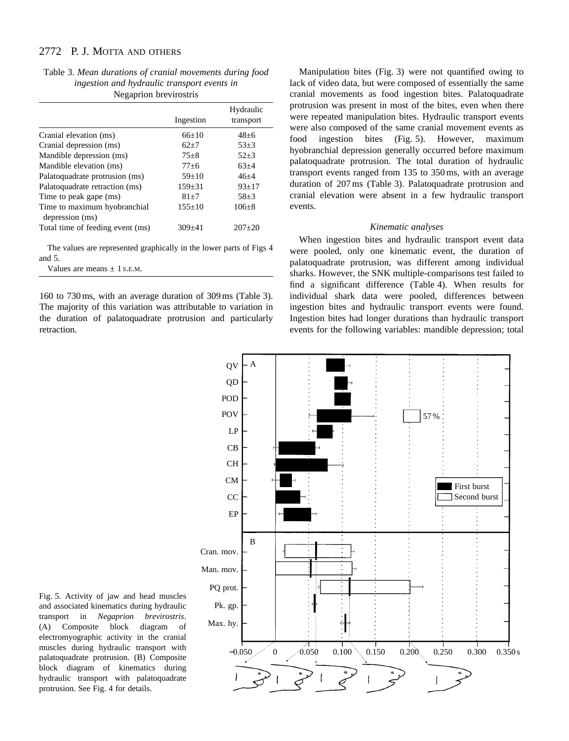Table 3. *Mean durations of cranial movements during food ingestion and hydraulic transport events in* Negaprion brevirostris

| | Ingestion | Hydraulic transport |
|---|---|---|
| Cranial elevation (ms) | 66±10 | 48±6 |
| Cranial depression (ms) | 62±7 | 53±3 |
| Mandible depression (ms) | 75±8 | 52±3 |
| Mandible elevation (ms) | 77±6 | 63±4 |
| Palatoquadrate protrusion (ms) | 59±10 | 46±4 |
| Palatoquadrate retraction (ms) | 159±31 | 93±17 |
| Time to peak gape (ms) | 81±7 | 58±3 |
| Time to maximum hyobranchial depression (ms) | 155±10 | 106±8 |
| Total time of feeding event (ms) | 309±41 | 207±20 |

The values are represented graphically in the lower parts of Figs 4 and 5.

Values are means ± 1 S.E.M.

160 to 730 ms, with an average duration of 309 ms (Table 3). The majority of this variation was attributable to variation in the duration of palatoquadrate protrusion and particularly retraction.

Manipulation bites (Fig. 3) were not quantified owing to lack of video data, but were composed of essentially the same cranial movements as food ingestion bites. Palatoquadrate protrusion was present in most of the bites, even when there were repeated manipulation bites. Hydraulic transport events were also composed of the same cranial movement events as food ingestion bites (Fig. 5). However, maximum hyobranchial depression generally occurred before maximum palatoquadrate protrusion. The total duration of hydraulic transport events ranged from 135 to 350 ms, with an average duration of 207 ms (Table 3). Palatoquadrate protrusion and cranial elevation were absent in a few hydraulic transport events.

### *Kinematic analyses*

When ingestion bites and hydraulic transport event data were pooled, only one kinematic event, the duration of palatoquadrate protrusion, was different among individual sharks. However, the SNK multiple-comparisons test failed to find a significant difference (Table 4). When results for individual shark data were pooled, differences between ingestion bites and hydraulic transport events were found. Ingestion bites had longer durations than hydraulic transport events for the following variables: mandible depression; total

Fig. 5. Activity of jaw and head muscles and associated kinematics during hydraulic transport in *Negaprion brevirostris*. (A) Composite block diagram of electromyographic activity in the cranial muscles during hydraulic transport with palatoquadrate protrusion. (B) Composite block diagram of kinematics during hydraulic transport with palatoquadrate protrusion. See Fig. 4 for details.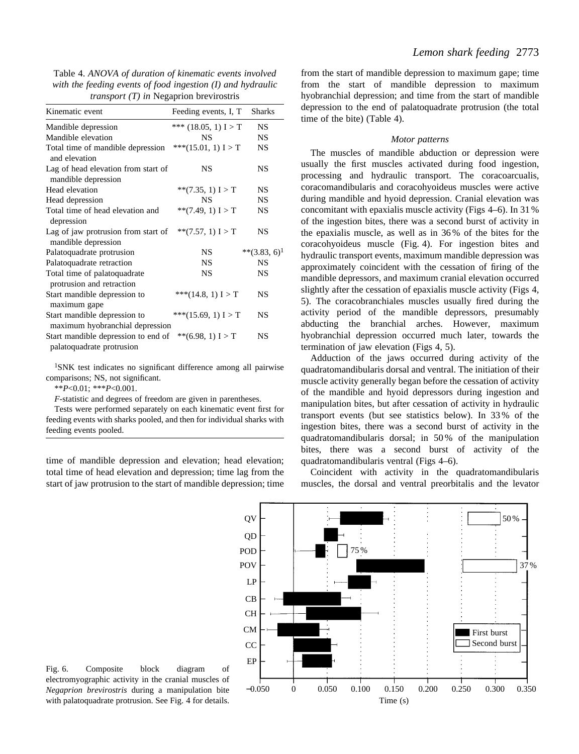Table 4. *ANOVA of duration of kinematic events involved with the feeding events of food ingestion (I) and hydraulic transport (T) in* Negaprion brevirostris

| Kinematic event | Feeding events, I, T | Sharks |
|---|---|---|
| Mandible depression | *** (18.05, 1) I > T | NS |
| Mandible elevation | NS | NS |
| Total time of mandible depression and elevation | ***(15.01, 1) I > T | NS |
| Lag of head elevation from start of mandible depression | NS | NS |
| Head elevation | **(7.35, 1) I > T | NS |
| Head depression | NS | NS |
| Total time of head elevation and depression | **(7.49, 1) I > T | NS |
| Lag of jaw protrusion from start of mandible depression | **(7.57, 1) I > T | NS |
| Palatoquadrate protrusion | NS | **(3.83, 6)[1] |
| Palatoquadrate retraction | NS | NS |
| Total time of palatoquadrate protrusion and retraction | NS | NS |
| Start mandible depression to maximum gape | ***(14.8, 1) I > T | NS |
| Start mandible depression to maximum hyobranchial depression | ***(15.69, 1) I > T | NS |
| Start mandible depression to end of palatoquadrate protrusion | **(6.98, 1) I > T | NS |

[1]SNK test indicates no significant difference among all pairwise comparisons; NS, not significant.

$^{**}P<0.01$; $^{***}P<0.001$.

*F*-statistic and degrees of freedom are given in parentheses.

Tests were performed separately on each kinematic event first for feeding events with sharks pooled, and then for individual sharks with feeding events pooled.

time of mandible depression and elevation; head elevation; total time of head elevation and depression; time lag from the start of jaw protrusion to the start of mandible depression; time from the start of mandible depression to maximum gape; time from the start of mandible depression to maximum hyobranchial depression; and time from the start of mandible depression to the end of palatoquadrate protrusion (the total time of the bite) (Table 4).

### *Motor patterns*

The muscles of mandible abduction or depression were usually the first muscles activated during food ingestion, processing and hydraulic transport. The coracoarcualis, coracomandibularis and coracohyoideus muscles were active during mandible and hyoid depression. Cranial elevation was concomitant with epaxialis muscle activity (Figs 4–6). In 31 % of the ingestion bites, there was a second burst of activity in the epaxialis muscle, as well as in 36 % of the bites for the coracohyoideus muscle (Fig. 4). For ingestion bites and hydraulic transport events, maximum mandible depression was approximately coincident with the cessation of firing of the mandible depressors, and maximum cranial elevation occurred slightly after the cessation of epaxialis muscle activity (Figs 4, 5). The coracobranchiales muscles usually fired during the activity period of the mandible depressors, presumably abducting the branchial arches. However, maximum hyobranchial depression occurred much later, towards the termination of jaw elevation (Figs 4, 5).

Adduction of the jaws occurred during activity of the quadratomandibularis dorsal and ventral. The initiation of their muscle activity generally began before the cessation of activity of the mandible and hyoid depressors during ingestion and manipulation bites, but after cessation of activity in hydraulic transport events (but see statistics below). In 33 % of the ingestion bites, there was a second burst of activity in the quadratomandibularis dorsal; in 50 % of the manipulation bites, there was a second burst of activity of the quadratomandibularis ventral (Figs 4–6).

Coincident with activity in the quadratomandibularis muscles, the dorsal and ventral preorbitalis and the levator

Fig. 6. Composite block diagram of electromyographic activity in the cranial muscles of *Negaprion brevirostris* during a manipulation bite with palatoquadrate protrusion. See Fig. 4 for details.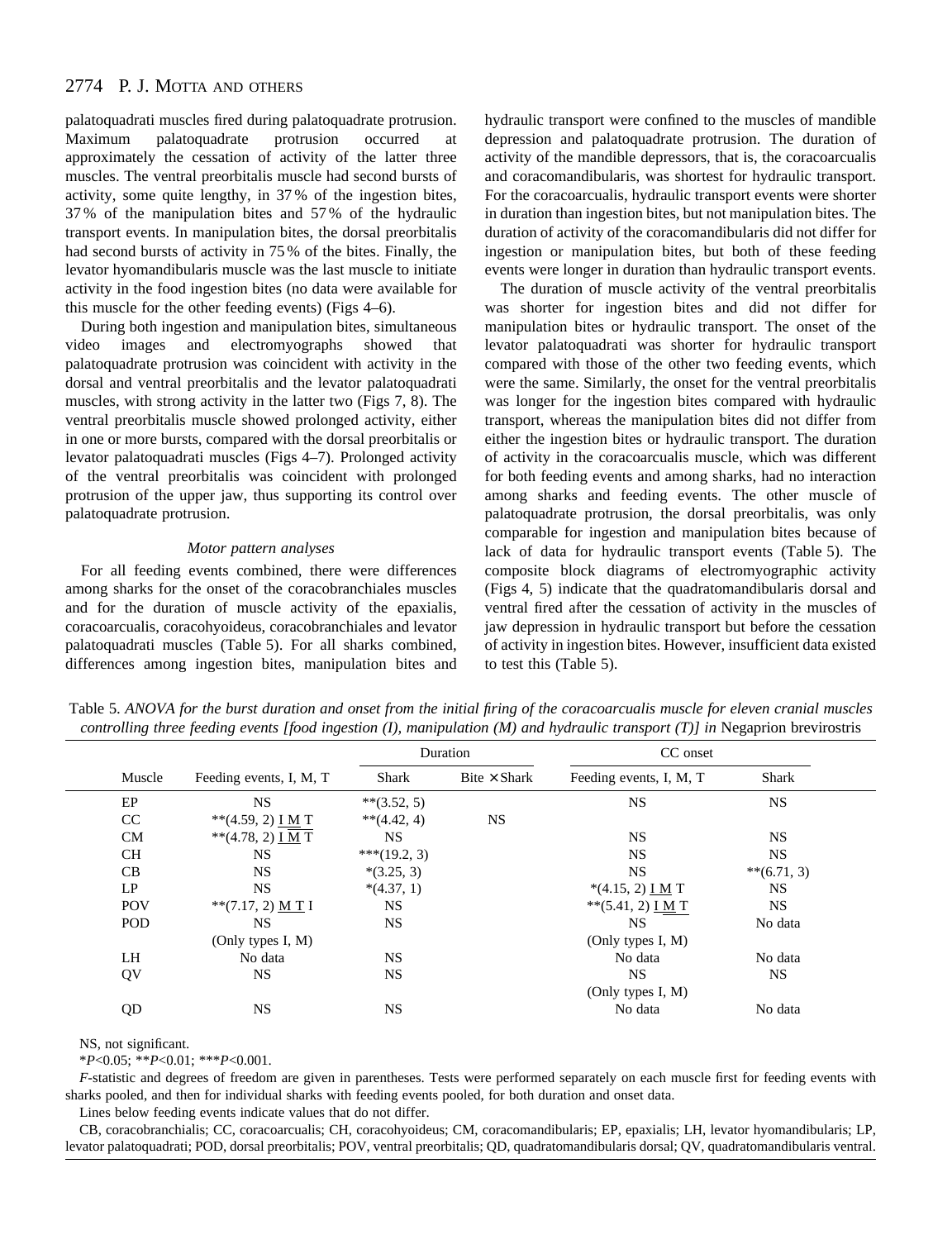palatoquadrati muscles fired during palatoquadrate protrusion. Maximum palatoquadrate protrusion occurred at approximately the cessation of activity of the latter three muscles. The ventral preorbitalis muscle had second bursts of activity, some quite lengthy, in 37 % of the ingestion bites, 37 % of the manipulation bites and 57 % of the hydraulic transport events. In manipulation bites, the dorsal preorbitalis had second bursts of activity in 75 % of the bites. Finally, the levator hyomandibularis muscle was the last muscle to initiate activity in the food ingestion bites (no data were available for this muscle for the other feeding events) (Figs 4–6).

During both ingestion and manipulation bites, simultaneous video images and electromyographs showed that palatoquadrate protrusion was coincident with activity in the dorsal and ventral preorbitalis and the levator palatoquadrati muscles, with strong activity in the latter two (Figs 7, 8). The ventral preorbitalis muscle showed prolonged activity, either in one or more bursts, compared with the dorsal preorbitalis or levator palatoquadrati muscles (Figs 4–7). Prolonged activity of the ventral preorbitalis was coincident with prolonged protrusion of the upper jaw, thus supporting its control over palatoquadrate protrusion.

### *Motor pattern analyses*

For all feeding events combined, there were differences among sharks for the onset of the coracobranchiales muscles and for the duration of muscle activity of the epaxialis, coracoarcualis, coracohyoideus, coracobranchiales and levator palatoquadrati muscles (Table 5). For all sharks combined, differences among ingestion bites, manipulation bites and hydraulic transport were confined to the muscles of mandible depression and palatoquadrate protrusion. The duration of activity of the mandible depressors, that is, the coracoarcualis and coracomandibularis, was shortest for hydraulic transport. For the coracoarcualis, hydraulic transport events were shorter in duration than ingestion bites, but not manipulation bites. The duration of activity of the coracomandibularis did not differ for ingestion or manipulation bites, but both of these feeding events were longer in duration than hydraulic transport events.

The duration of muscle activity of the ventral preorbitalis was shorter for ingestion bites and did not differ for manipulation bites or hydraulic transport. The onset of the levator palatoquadrati was shorter for hydraulic transport compared with those of the other two feeding events, which were the same. Similarly, the onset for the ventral preorbitalis was longer for the ingestion bites compared with hydraulic transport, whereas the manipulation bites did not differ from either the ingestion bites or hydraulic transport. The duration of activity in the coracoarcualis muscle, which was different for both feeding events and among sharks, had no interaction among sharks and feeding events. The other muscle of palatoquadrate protrusion, the dorsal preorbitalis, was only comparable for ingestion and manipulation bites because of lack of data for hydraulic transport events (Table 5). The composite block diagrams of electromyographic activity (Figs 4, 5) indicate that the quadratomandibularis dorsal and ventral fired after the cessation of activity in the muscles of jaw depression in hydraulic transport but before the cessation of activity in ingestion bites. However, insufficient data existed to test this (Table 5).

Table 5. *ANOVA for the burst duration and onset from the initial firing of the coracoarcualis muscle for eleven cranial muscles controlling three feeding events [food ingestion (I), manipulation (M) and hydraulic transport (T)] in* Negaprion brevirostris

| | Duration | | | CC onset | |
|---|---|---|---|---|---|
| Muscle | Feeding events, I, M, T | Shark | Bite × Shark | Feeding events, I, M, T | Shark |
| EP | NS | **(3.52, 5) | | NS | NS |
| CC | **(4.59, 2) <u>I M</u> T | **(4.42, 4) | NS | | |
| CM | **(4.78, 2) <u>I M</u> T | NS | | NS | NS |
| CH | NS | ***(19.2, 3) | | NS | NS |
| CB | NS | *(3.25, 3) | | NS | **(6.71, 3) |
| LP | NS | *(4.37, 1) | | *(4.15, 2) <u>I M</u> T | NS |
| POV | **(7.17, 2) M <u>T I</u> | NS | | **(5.41, 2) <u>I M</u> <u>M T</u> | NS |
| POD | NS | NS | | NS | No data |
| | (Only types I, M) | | | (Only types I, M) | |
| LH | No data | NS | | No data | No data |
| QV | NS | NS | | NS | NS |
| | | | | (Only types I, M) | |
| QD | NS | NS | | No data | No data |

NS, not significant.

*$P$<0.05; **$P$<0.01; ***$P$<0.001.

$F$-statistic and degrees of freedom are given in parentheses. Tests were performed separately on each muscle first for feeding events with sharks pooled, and then for individual sharks with feeding events pooled, for both duration and onset data.

Lines below feeding events indicate values that do not differ.

CB, coracobranchialis; CC, coracoarcualis; CH, coracohyoideus; CM, coracomandibularis; EP, epaxialis; LH, levator hyomandibularis; LP, levator palatoquadrati; POD, dorsal preorbitalis; POV, ventral preorbitalis; QD, quadratomandibularis dorsal; QV, quadratomandibularis ventral.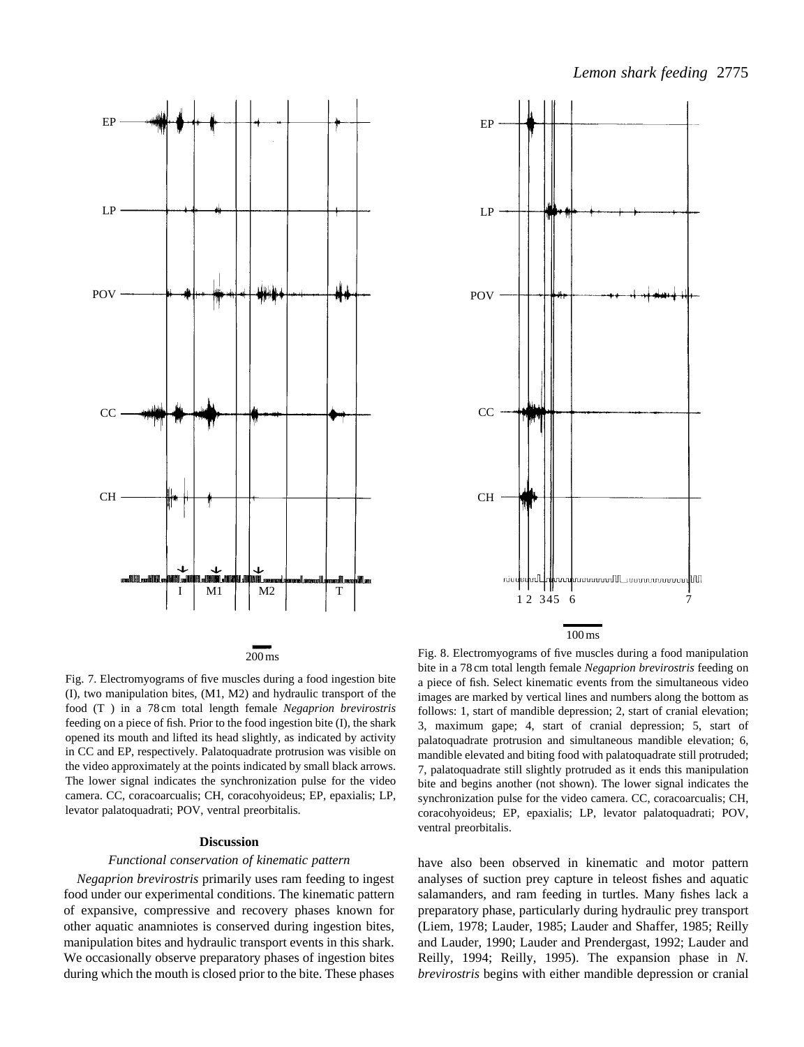Fig. 7. Electromyograms of five muscles during a food ingestion bite (I), two manipulation bites, (M1, M2) and hydraulic transport of the food (T ) in a 78 cm total length female *Negaprion brevirostris* feeding on a piece of fish. Prior to the food ingestion bite (I), the shark opened its mouth and lifted its head slightly, as indicated by activity in CC and EP, respectively. Palatoquadrate protrusion was visible on the video approximately at the points indicated by small black arrows. The lower signal indicates the synchronization pulse for the video camera. CC, coracoarcualis; CH, coracohyoideus; EP, epaxialis; LP, levator palatoquadrati; POV, ventral preorbitalis.

Fig. 8. Electromyograms of five muscles during a food manipulation bite in a 78 cm total length female *Negaprion brevirostris* feeding on a piece of fish. Select kinematic events from the simultaneous video images are marked by vertical lines and numbers along the bottom as follows: 1, start of mandible depression; 2, start of cranial elevation; 3, maximum gape; 4, start of cranial depression; 5, start of palatoquadrate protrusion and simultaneous mandible elevation; 6, mandible elevated and biting food with palatoquadrate still protruded; 7, palatoquadrate still slightly protruded as it ends this manipulation bite and begins another (not shown). The lower signal indicates the synchronization pulse for the video camera. CC, coracoarcualis; CH, coracohyoideus; EP, epaxialis; LP, levator palatoquadrati; POV, ventral preorbitalis.

## Discussion

### *Functional conservation of kinematic pattern*

*Negaprion brevirostris* primarily uses ram feeding to ingest food under our experimental conditions. The kinematic pattern of expansive, compressive and recovery phases known for other aquatic anamniotes is conserved during ingestion bites, manipulation bites and hydraulic transport events in this shark. We occasionally observe preparatory phases of ingestion bites during which the mouth is closed prior to the bite. These phases have also been observed in kinematic and motor pattern analyses of suction prey capture in teleost fishes and aquatic salamanders, and ram feeding in turtles. Many fishes lack a preparatory phase, particularly during hydraulic prey transport (Liem, 1978; Lauder, 1985; Lauder and Shaffer, 1985; Reilly and Lauder, 1990; Lauder and Prendergast, 1992; Lauder and Reilly, 1994; Reilly, 1995). The expansion phase in *N. brevirostris* begins with either mandible depression or cranial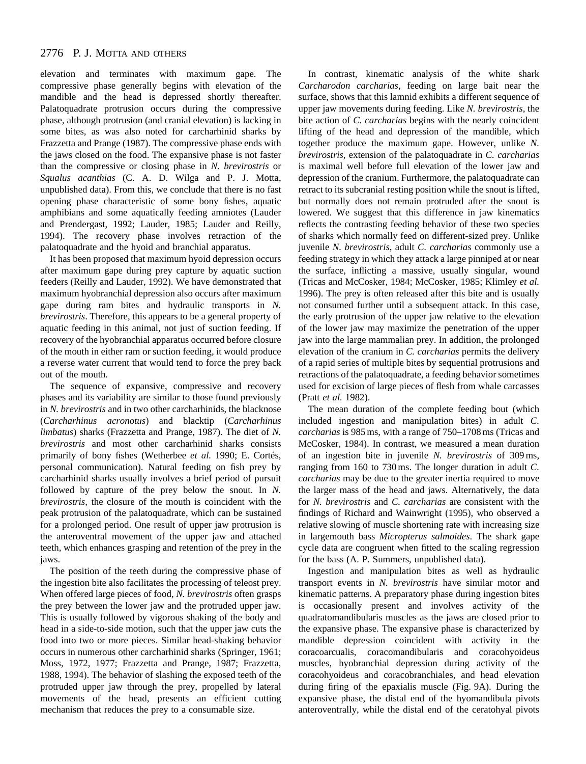elevation and terminates with maximum gape. The compressive phase generally begins with elevation of the mandible and the head is depressed shortly thereafter. Palatoquadrate protrusion occurs during the compressive phase, although protrusion (and cranial elevation) is lacking in some bites, as was also noted for carcharhinid sharks by Frazzetta and Prange (1987). The compressive phase ends with the jaws closed on the food. The expansive phase is not faster than the compressive or closing phase in *N. brevirostris* or *Squalus acanthias* (C. A. D. Wilga and P. J. Motta, unpublished data). From this, we conclude that there is no fast opening phase characteristic of some bony fishes, aquatic amphibians and some aquatically feeding amniotes (Lauder and Prendergast, 1992; Lauder, 1985; Lauder and Reilly, 1994). The recovery phase involves retraction of the palatoquadrate and the hyoid and branchial apparatus.

It has been proposed that maximum hyoid depression occurs after maximum gape during prey capture by aquatic suction feeders (Reilly and Lauder, 1992). We have demonstrated that maximum hyobranchial depression also occurs after maximum gape during ram bites and hydraulic transports in *N. brevirostris*. Therefore, this appears to be a general property of aquatic feeding in this animal, not just of suction feeding. If recovery of the hyobranchial apparatus occurred before closure of the mouth in either ram or suction feeding, it would produce a reverse water current that would tend to force the prey back out of the mouth.

The sequence of expansive, compressive and recovery phases and its variability are similar to those found previously in *N. brevirostris* and in two other carcharhinids, the blacknose (*Carcharhinus acronotus*) and blacktip (*Carcharhinus limbatus*) sharks (Frazzetta and Prange, 1987). The diet of *N. brevirostris* and most other carcharhinid sharks consists primarily of bony fishes (Wetherbee *et al.* 1990; E. Cortés, personal communication). Natural feeding on fish prey by carcharhinid sharks usually involves a brief period of pursuit followed by capture of the prey below the snout. In *N. brevirostris*, the closure of the mouth is coincident with the peak protrusion of the palatoquadrate, which can be sustained for a prolonged period. One result of upper jaw protrusion is the anteroventral movement of the upper jaw and attached teeth, which enhances grasping and retention of the prey in the jaws.

The position of the teeth during the compressive phase of the ingestion bite also facilitates the processing of teleost prey. When offered large pieces of food, *N. brevirostris* often grasps the prey between the lower jaw and the protruded upper jaw. This is usually followed by vigorous shaking of the body and head in a side-to-side motion, such that the upper jaw cuts the food into two or more pieces. Similar head-shaking behavior occurs in numerous other carcharhinid sharks (Springer, 1961; Moss, 1972, 1977; Frazzetta and Prange, 1987; Frazzetta, 1988, 1994). The behavior of slashing the exposed teeth of the protruded upper jaw through the prey, propelled by lateral movements of the head, presents an efficient cutting mechanism that reduces the prey to a consumable size.

In contrast, kinematic analysis of the white shark *Carcharodon carcharias*, feeding on large bait near the surface, shows that this lamnid exhibits a different sequence of upper jaw movements during feeding. Like *N. brevirostris*, the bite action of *C. carcharias* begins with the nearly coincident lifting of the head and depression of the mandible, which together produce the maximum gape. However, unlike *N. brevirostris*, extension of the palatoquadrate in *C. carcharias* is maximal well before full elevation of the lower jaw and depression of the cranium. Furthermore, the palatoquadrate can retract to its subcranial resting position while the snout is lifted, but normally does not remain protruded after the snout is lowered. We suggest that this difference in jaw kinematics reflects the contrasting feeding behavior of these two species of sharks which normally feed on different-sized prey. Unlike juvenile *N. brevirostris*, adult *C. carcharias* commonly use a feeding strategy in which they attack a large pinniped at or near the surface, inflicting a massive, usually singular, wound (Tricas and McCosker, 1984; McCosker, 1985; Klimley *et al.* 1996). The prey is often released after this bite and is usually not consumed further until a subsequent attack. In this case, the early protrusion of the upper jaw relative to the elevation of the lower jaw may maximize the penetration of the upper jaw into the large mammalian prey. In addition, the prolonged elevation of the cranium in *C. carcharias* permits the delivery of a rapid series of multiple bites by sequential protrusions and retractions of the palatoquadrate, a feeding behavior sometimes used for excision of large pieces of flesh from whale carcasses (Pratt *et al.* 1982).

The mean duration of the complete feeding bout (which included ingestion and manipulation bites) in adult *C. carcharias* is 985 ms, with a range of 750–1708 ms (Tricas and McCosker, 1984). In contrast, we measured a mean duration of an ingestion bite in juvenile *N. brevirostris* of 309 ms, ranging from 160 to 730 ms. The longer duration in adult *C. carcharias* may be due to the greater inertia required to move the larger mass of the head and jaws. Alternatively, the data for *N. brevirostris* and *C. carcharias* are consistent with the findings of Richard and Wainwright (1995), who observed a relative slowing of muscle shortening rate with increasing size in largemouth bass *Micropterus salmoides*. The shark gape cycle data are congruent when fitted to the scaling regression for the bass (A. P. Summers, unpublished data).

Ingestion and manipulation bites as well as hydraulic transport events in *N. brevirostris* have similar motor and kinematic patterns. A preparatory phase during ingestion bites is occasionally present and involves activity of the quadratomandibularis muscles as the jaws are closed prior to the expansive phase. The expansive phase is characterized by mandible depression coincident with activity in the coracoarcualis, coracomandibularis and coracohyoideus muscles, hyobranchial depression during activity of the coracohyoideus and coracobranchiales, and head elevation during firing of the epaxialis muscle (Fig. 9A). During the expansive phase, the distal end of the hyomandibula pivots anteroventrally, while the distal end of the ceratohyal pivots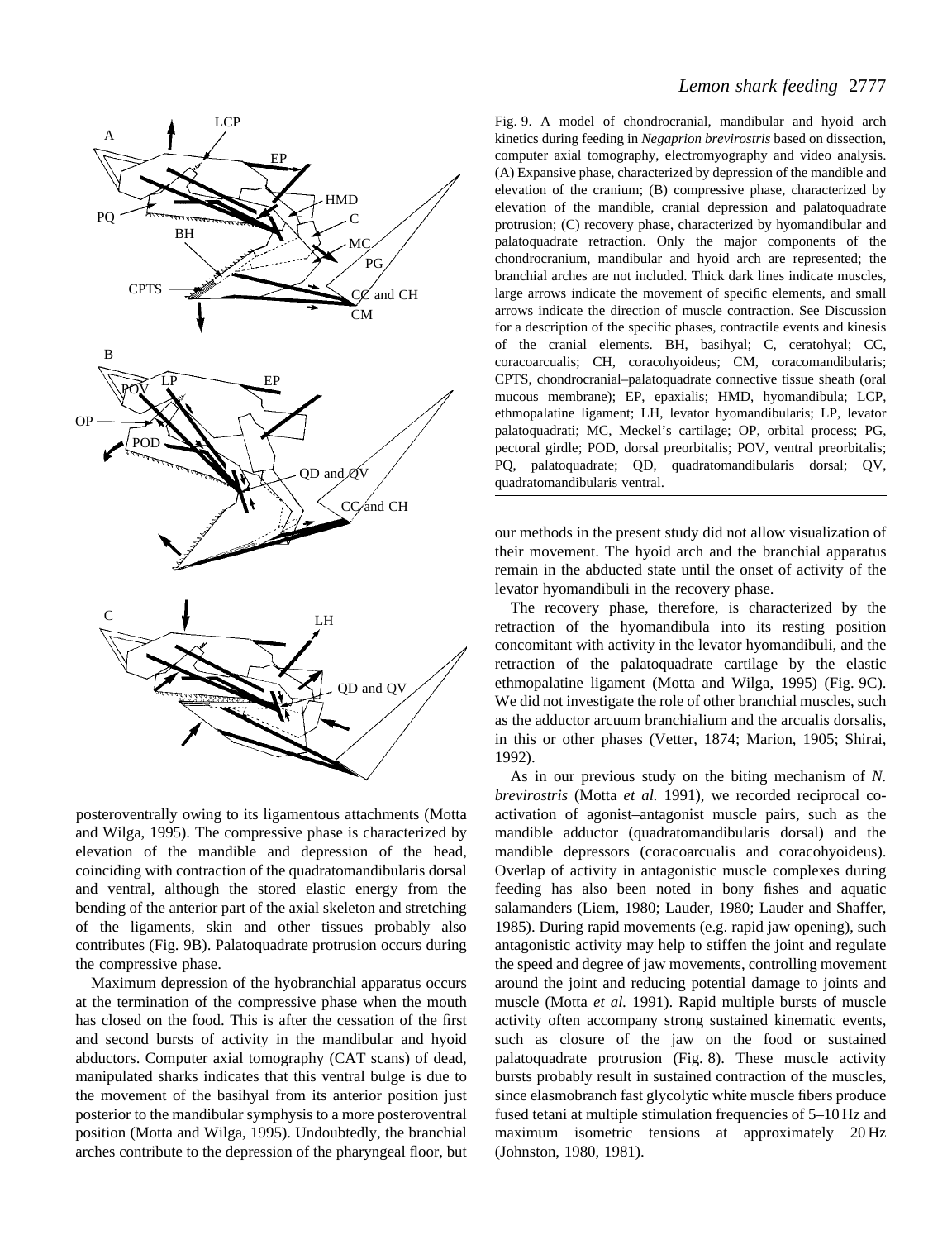Fig. 9. A model of chondrocranial, mandibular and hyoid arch kinetics during feeding in *Negaprion brevirostris* based on dissection, computer axial tomography, electromyography and video analysis. (A) Expansive phase, characterized by depression of the mandible and elevation of the cranium; (B) compressive phase, characterized by elevation of the mandible, cranial depression and palatoquadrate protrusion; (C) recovery phase, characterized by hyomandibular and palatoquadrate retraction. Only the major components of the chondrocranium, mandibular and hyoid arch are represented; the branchial arches are not included. Thick dark lines indicate muscles, large arrows indicate the movement of specific elements, and small arrows indicate the direction of muscle contraction. See Discussion for a description of the specific phases, contractile events and kinesis of the cranial elements. BH, basihyal; C, ceratohyal; CC, coracoarcualis; CH, coracohyoideus; CM, coracomandibularis; CPTS, chondrocranial–palatoquadrate connective tissue sheath (oral mucous membrane); EP, epaxialis; HMD, hyomandibula; LCP, ethmopalatine ligament; LH, levator hyomandibularis; LP, levator palatoquadrati; MC, Meckel's cartilage; OP, orbital process; PG, pectoral girdle; POD, dorsal preorbitalis; POV, ventral preorbitalis; PQ, palatoquadrate; QD, quadratomandibularis dorsal; QV, quadratomandibularis ventral.

posteroventrally owing to its ligamentous attachments (Motta and Wilga, 1995). The compressive phase is characterized by elevation of the mandible and depression of the head, coinciding with contraction of the quadratomandibularis dorsal and ventral, although the stored elastic energy from the bending of the anterior part of the axial skeleton and stretching of the ligaments, skin and other tissues probably also contributes (Fig. 9B). Palatoquadrate protrusion occurs during the compressive phase.

Maximum depression of the hyobranchial apparatus occurs at the termination of the compressive phase when the mouth has closed on the food. This is after the cessation of the first and second bursts of activity in the mandibular and hyoid abductors. Computer axial tomography (CAT scans) of dead, manipulated sharks indicates that this ventral bulge is due to the movement of the basihyal from its anterior position just posterior to the mandibular symphysis to a more posteroventral position (Motta and Wilga, 1995). Undoubtedly, the branchial arches contribute to the depression of the pharyngeal floor, but our methods in the present study did not allow visualization of their movement. The hyoid arch and the branchial apparatus remain in the abducted state until the onset of activity of the levator hyomandibuli in the recovery phase.

The recovery phase, therefore, is characterized by the retraction of the hyomandibula into its resting position concomitant with activity in the levator hyomandibuli, and the retraction of the palatoquadrate cartilage by the elastic ethmopalatine ligament (Motta and Wilga, 1995) (Fig. 9C). We did not investigate the role of other branchial muscles, such as the adductor arcuum branchialium and the arcualis dorsalis, in this or other phases (Vetter, 1874; Marion, 1905; Shirai, 1992).

As in our previous study on the biting mechanism of *N. brevirostris* (Motta *et al.* 1991), we recorded reciprocal co-activation of agonist–antagonist muscle pairs, such as the mandible adductor (quadratomandibularis dorsal) and the mandible depressors (coracoarcualis and coracohyoideus). Overlap of activity in antagonistic muscle complexes during feeding has also been noted in bony fishes and aquatic salamanders (Liem, 1980; Lauder, 1980; Lauder and Shaffer, 1985). During rapid movements (e.g. rapid jaw opening), such antagonistic activity may help to stiffen the joint and regulate the speed and degree of jaw movements, controlling movement around the joint and reducing potential damage to joints and muscle (Motta *et al.* 1991). Rapid multiple bursts of muscle activity often accompany strong sustained kinematic events, such as closure of the jaw on the food or sustained palatoquadrate protrusion (Fig. 8). These muscle activity bursts probably result in sustained contraction of the muscles, since elasmobranch fast glycolytic white muscle fibers produce fused tetani at multiple stimulation frequencies of 5–10 Hz and maximum isometric tensions at approximately 20 Hz (Johnston, 1980, 1981).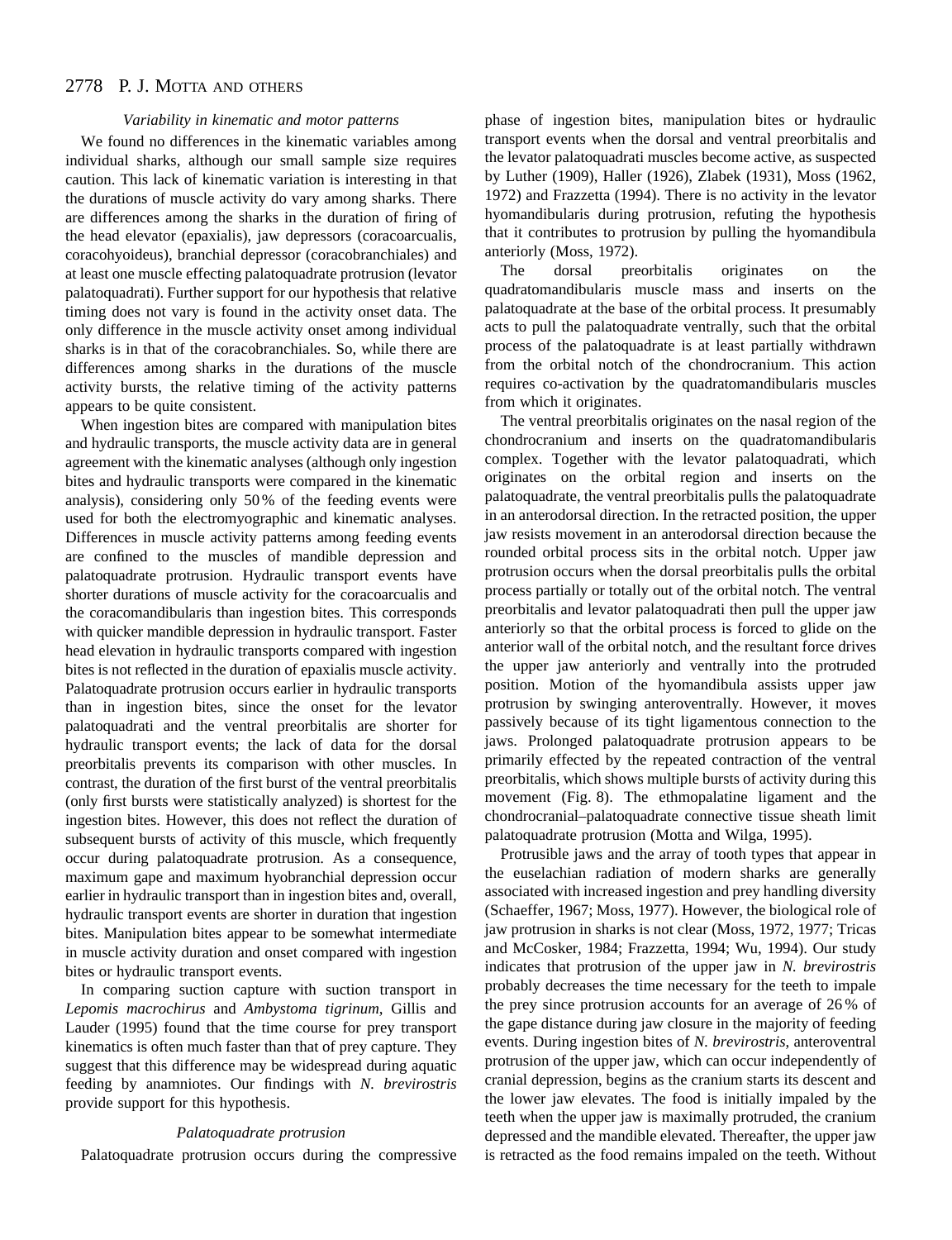### Variability in kinematic and motor patterns

We found no differences in the kinematic variables among individual sharks, although our small sample size requires caution. This lack of kinematic variation is interesting in that the durations of muscle activity do vary among sharks. There are differences among the sharks in the duration of firing of the head elevator (epaxialis), jaw depressors (coracoarcualis, coracohyoideus), branchial depressor (coracobranchiales) and at least one muscle effecting palatoquadrate protrusion (levator palatoquadrati). Further support for our hypothesis that relative timing does not vary is found in the activity onset data. The only difference in the muscle activity onset among individual sharks is in that of the coracobranchiales. So, while there are differences among sharks in the durations of the muscle activity bursts, the relative timing of the activity patterns appears to be quite consistent.

When ingestion bites are compared with manipulation bites and hydraulic transports, the muscle activity data are in general agreement with the kinematic analyses (although only ingestion bites and hydraulic transports were compared in the kinematic analysis), considering only 50 % of the feeding events were used for both the electromyographic and kinematic analyses. Differences in muscle activity patterns among feeding events are confined to the muscles of mandible depression and palatoquadrate protrusion. Hydraulic transport events have shorter durations of muscle activity for the coracoarcualis and the coracomandibularis than ingestion bites. This corresponds with quicker mandible depression in hydraulic transport. Faster head elevation in hydraulic transports compared with ingestion bites is not reflected in the duration of epaxialis muscle activity. Palatoquadrate protrusion occurs earlier in hydraulic transports than in ingestion bites, since the onset for the levator palatoquadrati and the ventral preorbitalis are shorter for hydraulic transport events; the lack of data for the dorsal preorbitalis prevents its comparison with other muscles. In contrast, the duration of the first burst of the ventral preorbitalis (only first bursts were statistically analyzed) is shortest for the ingestion bites. However, this does not reflect the duration of subsequent bursts of activity of this muscle, which frequently occur during palatoquadrate protrusion. As a consequence, maximum gape and maximum hyobranchial depression occur earlier in hydraulic transport than in ingestion bites and, overall, hydraulic transport events are shorter in duration that ingestion bites. Manipulation bites appear to be somewhat intermediate in muscle activity duration and onset compared with ingestion bites or hydraulic transport events.

In comparing suction capture with suction transport in *Lepomis macrochirus* and *Ambystoma tigrinum*, Gillis and Lauder (1995) found that the time course for prey transport kinematics is often much faster than that of prey capture. They suggest that this difference may be widespread during aquatic feeding by anamniotes. Our findings with *N. brevirostris* provide support for this hypothesis.

### Palatoquadrate protrusion

Palatoquadrate protrusion occurs during the compressive phase of ingestion bites, manipulation bites or hydraulic transport events when the dorsal and ventral preorbitalis and the levator palatoquadrati muscles become active, as suspected by Luther (1909), Haller (1926), Zlabek (1931), Moss (1962, 1972) and Frazzetta (1994). There is no activity in the levator hyomandibularis during protrusion, refuting the hypothesis that it contributes to protrusion by pulling the hyomandibula anteriorly (Moss, 1972).

The dorsal preorbitalis originates on the quadratomandibularis muscle mass and inserts on the palatoquadrate at the base of the orbital process. It presumably acts to pull the palatoquadrate ventrally, such that the orbital process of the palatoquadrate is at least partially withdrawn from the orbital notch of the chondrocranium. This action requires co-activation by the quadratomandibularis muscles from which it originates.

The ventral preorbitalis originates on the nasal region of the chondrocranium and inserts on the quadratomandibularis complex. Together with the levator palatoquadrati, which originates on the orbital region and inserts on the palatoquadrate, the ventral preorbitalis pulls the palatoquadrate in an anterodorsal direction. In the retracted position, the upper jaw resists movement in an anterodorsal direction because the rounded orbital process sits in the orbital notch. Upper jaw protrusion occurs when the dorsal preorbitalis pulls the orbital process partially or totally out of the orbital notch. The ventral preorbitalis and levator palatoquadrati then pull the upper jaw anteriorly so that the orbital process is forced to glide on the anterior wall of the orbital notch, and the resultant force drives the upper jaw anteriorly and ventrally into the protruded position. Motion of the hyomandibula assists upper jaw protrusion by swinging anteroventrally. However, it moves passively because of its tight ligamentous connection to the jaws. Prolonged palatoquadrate protrusion appears to be primarily effected by the repeated contraction of the ventral preorbitalis, which shows multiple bursts of activity during this movement (Fig. 8). The ethmopalatine ligament and the chondrocranial–palatoquadrate connective tissue sheath limit palatoquadrate protrusion (Motta and Wilga, 1995).

Protrusible jaws and the array of tooth types that appear in the euselachian radiation of modern sharks are generally associated with increased ingestion and prey handling diversity (Schaeffer, 1967; Moss, 1977). However, the biological role of jaw protrusion in sharks is not clear (Moss, 1972, 1977; Tricas and McCosker, 1984; Frazzetta, 1994; Wu, 1994). Our study indicates that protrusion of the upper jaw in *N. brevirostris* probably decreases the time necessary for the teeth to impale the prey since protrusion accounts for an average of 26 % of the gape distance during jaw closure in the majority of feeding events. During ingestion bites of *N. brevirostris*, anteroventral protrusion of the upper jaw, which can occur independently of cranial depression, begins as the cranium starts its descent and the lower jaw elevates. The food is initially impaled by the teeth when the upper jaw is maximally protruded, the cranium depressed and the mandible elevated. Thereafter, the upper jaw is retracted as the food remains impaled on the teeth. Without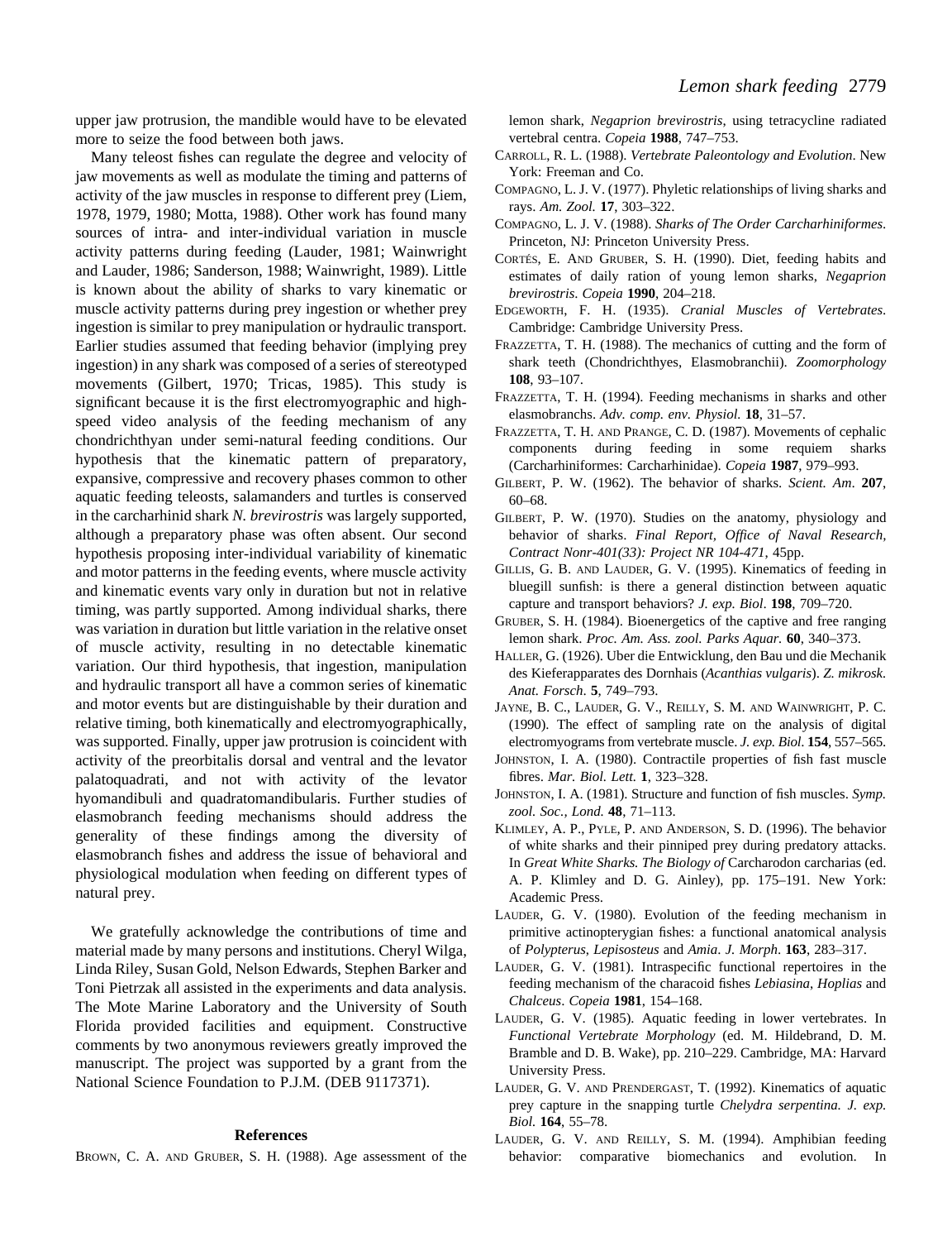upper jaw protrusion, the mandible would have to be elevated more to seize the food between both jaws.

Many teleost fishes can regulate the degree and velocity of jaw movements as well as modulate the timing and patterns of activity of the jaw muscles in response to different prey (Liem, 1978, 1979, 1980; Motta, 1988). Other work has found many sources of intra- and inter-individual variation in muscle activity patterns during feeding (Lauder, 1981; Wainwright and Lauder, 1986; Sanderson, 1988; Wainwright, 1989). Little is known about the ability of sharks to vary kinematic or muscle activity patterns during prey ingestion or whether prey ingestion is similar to prey manipulation or hydraulic transport. Earlier studies assumed that feeding behavior (implying prey ingestion) in any shark was composed of a series of stereotyped movements (Gilbert, 1970; Tricas, 1985). This study is significant because it is the first electromyographic and high-speed video analysis of the feeding mechanism of any chondrichthyan under semi-natural feeding conditions. Our hypothesis that the kinematic pattern of preparatory, expansive, compressive and recovery phases common to other aquatic feeding teleosts, salamanders and turtles is conserved in the carcharhinid shark *N. brevirostris* was largely supported, although a preparatory phase was often absent. Our second hypothesis proposing inter-individual variability of kinematic and motor patterns in the feeding events, where muscle activity and kinematic events vary only in duration but not in relative timing, was partly supported. Among individual sharks, there was variation in duration but little variation in the relative onset of muscle activity, resulting in no detectable kinematic variation. Our third hypothesis, that ingestion, manipulation and hydraulic transport all have a common series of kinematic and motor events but are distinguishable by their duration and relative timing, both kinematically and electromyographically, was supported. Finally, upper jaw protrusion is coincident with activity of the preorbitalis dorsal and ventral and the levator palatoquadrati, and not with activity of the levator hyomandibuli and quadratomandibularis. Further studies of elasmobranch feeding mechanisms should address the generality of these findings among the diversity of elasmobranch fishes and address the issue of behavioral and physiological modulation when feeding on different types of natural prey.

We gratefully acknowledge the contributions of time and material made by many persons and institutions. Cheryl Wilga, Linda Riley, Susan Gold, Nelson Edwards, Stephen Barker and Toni Pietrzak all assisted in the experiments and data analysis. The Mote Marine Laboratory and the University of South Florida provided facilities and equipment. Constructive comments by two anonymous reviewers greatly improved the manuscript. The project was supported by a grant from the National Science Foundation to P.J.M. (DEB 9117371).

## References

Brown, C. A. and Gruber, S. H. (1988). Age assessment of the lemon shark, *Negaprion brevirostris*, using tetracycline radiated vertebral centra. *Copeia* **1988**, 747–753.

Carroll, R. L. (1988). *Vertebrate Paleontology and Evolution*. New York: Freeman and Co.

Compagno, L. J. V. (1977). Phyletic relationships of living sharks and rays. *Am. Zool.* **17**, 303–322.

Compagno, L. J. V. (1988). *Sharks of The Order Carcharhiniformes*. Princeton, NJ: Princeton University Press.

Cortés, E. And Gruber, S. H. (1990). Diet, feeding habits and estimates of daily ration of young lemon sharks, *Negaprion brevirostris*. *Copeia* **1990**, 204–218.

Edgeworth, F. H. (1935). *Cranial Muscles of Vertebrates*. Cambridge: Cambridge University Press.

Frazzetta, T. H. (1988). The mechanics of cutting and the form of shark teeth (Chondrichthyes, Elasmobranchii). *Zoomorphology* **108**, 93–107.

Frazzetta, T. H. (1994). Feeding mechanisms in sharks and other elasmobranchs. *Adv. comp. env. Physiol.* **18**, 31–57.

Frazzetta, T. H. and Prange, C. D. (1987). Movements of cephalic components during feeding in some requiem sharks (Carcharhiniformes: Carcharhinidae). *Copeia* **1987**, 979–993.

Gilbert, P. W. (1962). The behavior of sharks. *Scient. Am*. **207**, 60–68.

Gilbert, P. W. (1970). Studies on the anatomy, physiology and behavior of sharks. *Final Report, Office of Naval Research, Contract Nonr-401(33): Project NR 104-471*, 45pp.

Gillis, G. B. and Lauder, G. V. (1995). Kinematics of feeding in bluegill sunfish: is there a general distinction between aquatic capture and transport behaviors? *J. exp. Biol*. **198**, 709–720.

Gruber, S. H. (1984). Bioenergetics of the captive and free ranging lemon shark. *Proc. Am. Ass. zool. Parks Aquar.* **60**, 340–373.

Haller, G. (1926). Uber die Entwicklung, den Bau und die Mechanik des Kieferapparates des Dornhais (*Acanthias vulgaris*). *Z. mikrosk. Anat. Forsch*. **5**, 749–793.

Jayne, B. C., Lauder, G. V., Reilly, S. M. and Wainwright, P. C. (1990). The effect of sampling rate on the analysis of digital electromyograms from vertebrate muscle. *J. exp. Biol.* **154**, 557–565.

Johnston, I. A. (1980). Contractile properties of fish fast muscle fibres. *Mar. Biol. Lett.* **1**, 323–328.

Johnston, I. A. (1981). Structure and function of fish muscles. *Symp. zool. Soc., Lond.* **48**, 71–113.

Klimley, A. P., Pyle, P. and Anderson, S. D. (1996). The behavior of white sharks and their pinniped prey during predatory attacks. In *Great White Sharks. The Biology of* Carcharodon carcharias (ed. A. P. Klimley and D. G. Ainley), pp. 175–191. New York: Academic Press.

Lauder, G. V. (1980). Evolution of the feeding mechanism in primitive actinopterygian fishes: a functional anatomical analysis of *Polypterus*, *Lepisosteus* and *Amia*. *J. Morph.* **163**, 283–317.

Lauder, G. V. (1981). Intraspecific functional repertoires in the feeding mechanism of the characoid fishes *Lebiasina*, *Hoplias* and *Chalceus*. *Copeia* **1981**, 154–168.

Lauder, G. V. (1985). Aquatic feeding in lower vertebrates. In *Functional Vertebrate Morphology* (ed. M. Hildebrand, D. M. Bramble and D. B. Wake), pp. 210–229. Cambridge, MA: Harvard University Press.

Lauder, G. V. and Prendergast, T. (1992). Kinematics of aquatic prey capture in the snapping turtle *Chelydra serpentina. J. exp. Biol.* **164**, 55–78.

Lauder, G. V. and Reilly, S. M. (1994). Amphibian feeding behavior: comparative biomechanics and evolution. In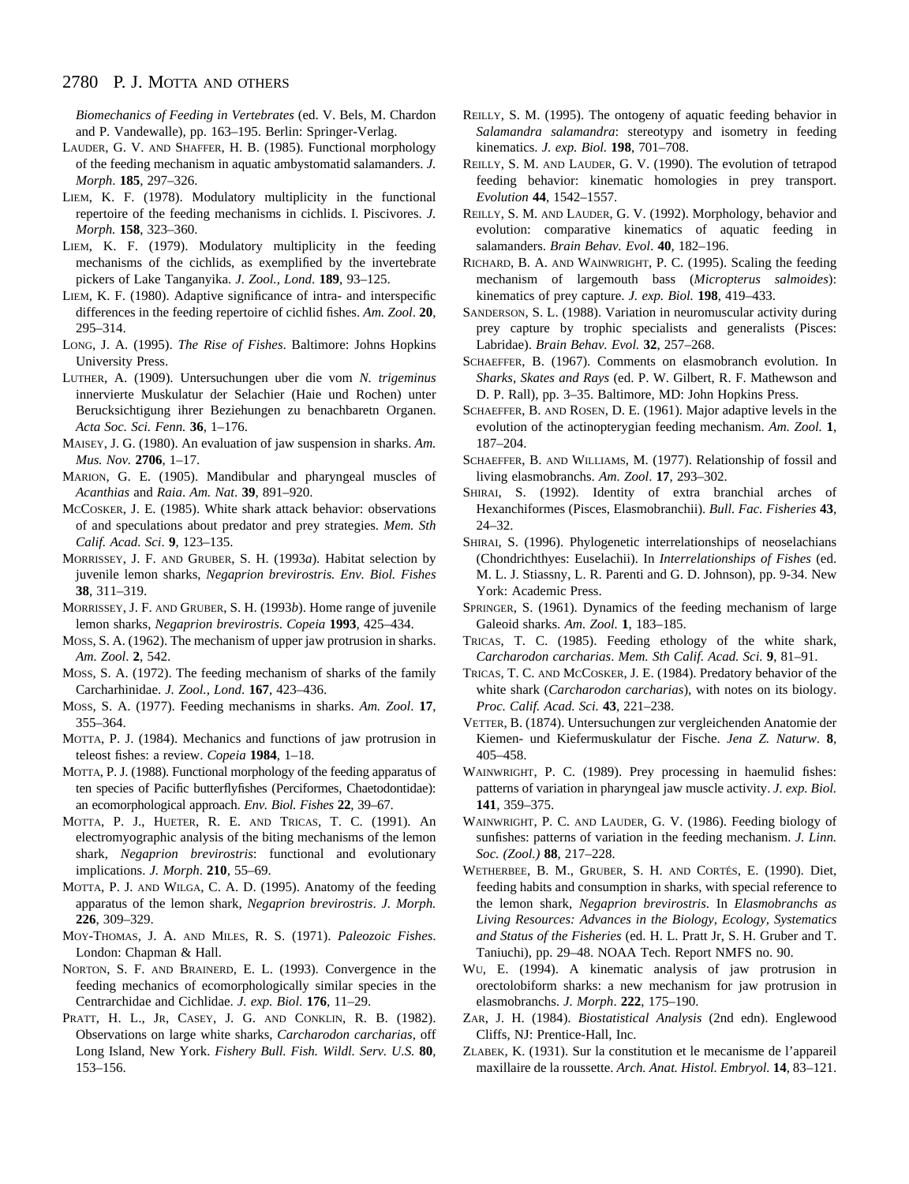*Biomechanics of Feeding in Vertebrates* (ed. V. Bels, M. Chardon and P. Vandewalle), pp. 163–195. Berlin: Springer-Verlag.

LAUDER, G. V. AND SHAFFER, H. B. (1985). Functional morphology of the feeding mechanism in aquatic ambystomatid salamanders. *J. Morph.* **185**, 297–326.

LIEM, K. F. (1978). Modulatory multiplicity in the functional repertoire of the feeding mechanisms in cichlids. I. Piscivores. *J. Morph.* **158**, 323–360.

LIEM, K. F. (1979). Modulatory multiplicity in the feeding mechanisms of the cichlids, as exemplified by the invertebrate pickers of Lake Tanganyika. *J. Zool., Lond.* **189**, 93–125.

LIEM, K. F. (1980). Adaptive significance of intra- and interspecific differences in the feeding repertoire of cichlid fishes. *Am. Zool.* **20**, 295–314.

LONG, J. A. (1995). *The Rise of Fishes*. Baltimore: Johns Hopkins University Press.

LUTHER, A. (1909). Untersuchungen uber die vom *N. trigeminus* innervierte Muskulatur der Selachier (Haie und Rochen) unter Berucksichtigung ihrer Beziehungen zu benachbaretn Organen. *Acta Soc. Sci. Fenn.* **36**, 1–176.

MAISEY, J. G. (1980). An evaluation of jaw suspension in sharks. *Am. Mus. Nov.* **2706**, 1–17.

MARION, G. E. (1905). Mandibular and pharyngeal muscles of *Acanthias* and *Raia*. *Am. Nat.* **39**, 891–920.

MCCOSKER, J. E. (1985). White shark attack behavior: observations of and speculations about predator and prey strategies. *Mem. Sth Calif. Acad. Sci.* **9**, 123–135.

MORRISSEY, J. F. AND GRUBER, S. H. (1993*a*). Habitat selection by juvenile lemon sharks, *Negaprion brevirostris. Env. Biol. Fishes* **38**, 311–319.

MORRISSEY, J. F. AND GRUBER, S. H. (1993*b*). Home range of juvenile lemon sharks, *Negaprion brevirostris*. *Copeia* **1993**, 425–434.

MOSS, S. A. (1962). The mechanism of upper jaw protrusion in sharks. *Am. Zool.* **2**, 542.

MOSS, S. A. (1972). The feeding mechanism of sharks of the family Carcharhinidae. *J. Zool., Lond.* **167**, 423–436.

MOSS, S. A. (1977). Feeding mechanisms in sharks. *Am. Zool.* **17**, 355–364.

MOTTA, P. J. (1984). Mechanics and functions of jaw protrusion in teleost fishes: a review. *Copeia* **1984**, 1–18.

MOTTA, P. J. (1988). Functional morphology of the feeding apparatus of ten species of Pacific butterflyfishes (Perciformes, Chaetodontidae): an ecomorphological approach. *Env. Biol. Fishes* **22**, 39–67.

MOTTA, P. J., HUETER, R. E. AND TRICAS, T. C. (1991). An electromyographic analysis of the biting mechanisms of the lemon shark, *Negaprion brevirostris*: functional and evolutionary implications. *J. Morph.* **210**, 55–69.

MOTTA, P. J. AND WILGA, C. A. D. (1995). Anatomy of the feeding apparatus of the lemon shark, *Negaprion brevirostris*. *J. Morph.* **226**, 309–329.

MOY-THOMAS, J. A. AND MILES, R. S. (1971). *Paleozoic Fishes.* London: Chapman & Hall.

NORTON, S. F. AND BRAINERD, E. L. (1993). Convergence in the feeding mechanics of ecomorphologically similar species in the Centrarchidae and Cichlidae. *J. exp. Biol.* **176**, 11–29.

PRATT, H. L., JR, CASEY, J. G. AND CONKLIN, R. B. (1982). Observations on large white sharks, *Carcharodon carcharias*, off Long Island, New York. *Fishery Bull. Fish. Wildl. Serv. U.S.* **80**, 153–156.

REILLY, S. M. (1995). The ontogeny of aquatic feeding behavior in *Salamandra salamandra*: stereotypy and isometry in feeding kinematics. *J. exp. Biol.* **198**, 701–708.

REILLY, S. M. AND LAUDER, G. V. (1990). The evolution of tetrapod feeding behavior: kinematic homologies in prey transport. *Evolution* **44**, 1542–1557.

REILLY, S. M. AND LAUDER, G. V. (1992). Morphology, behavior and evolution: comparative kinematics of aquatic feeding in salamanders. *Brain Behav. Evol.* **40**, 182–196.

RICHARD, B. A. AND WAINWRIGHT, P. C. (1995). Scaling the feeding mechanism of largemouth bass (*Micropterus salmoides*): kinematics of prey capture. *J. exp. Biol.* **198**, 419–433.

SANDERSON, S. L. (1988). Variation in neuromuscular activity during prey capture by trophic specialists and generalists (Pisces: Labridae). *Brain Behav. Evol.* **32**, 257–268.

SCHAEFFER, B. (1967). Comments on elasmobranch evolution. In *Sharks, Skates and Rays* (ed. P. W. Gilbert, R. F. Mathewson and D. P. Rall), pp. 3–35. Baltimore, MD: John Hopkins Press.

SCHAEFFER, B. AND ROSEN, D. E. (1961). Major adaptive levels in the evolution of the actinopterygian feeding mechanism. *Am. Zool.* **1**, 187–204.

SCHAEFFER, B. AND WILLIAMS, M. (1977). Relationship of fossil and living elasmobranchs. *Am. Zool*. **17**, 293–302.

SHIRAI, S. (1992). Identity of extra branchial arches of Hexanchiformes (Pisces, Elasmobranchii). *Bull. Fac. Fisheries* **43**, 24–32.

SHIRAI, S. (1996). Phylogenetic interrelationships of neoselachians (Chondrichthyes: Euselachii). In *Interrelationships of Fishes* (ed. M. L. J. Stiassny, L. R. Parenti and G. D. Johnson), pp. 9-34. New York: Academic Press.

SPRINGER, S. (1961). Dynamics of the feeding mechanism of large Galeoid sharks. *Am. Zool.* **1**, 183–185.

TRICAS, T. C. (1985). Feeding ethology of the white shark, *Carcharodon carcharias*. *Mem. Sth Calif. Acad. Sci.* **9**, 81–91.

TRICAS, T. C. AND MCCOSKER, J. E. (1984). Predatory behavior of the white shark (*Carcharodon carcharias*), with notes on its biology. *Proc. Calif. Acad. Sci.* **43**, 221–238.

VETTER, B. (1874). Untersuchungen zur vergleichenden Anatomie der Kiemen- und Kiefermuskulatur der Fische. *Jena Z. Naturw*. **8**, 405–458.

WAINWRIGHT, P. C. (1989). Prey processing in haemulid fishes: patterns of variation in pharyngeal jaw muscle activity. *J. exp. Biol.* **141**, 359–375.

WAINWRIGHT, P. C. AND LAUDER, G. V. (1986). Feeding biology of sunfishes: patterns of variation in the feeding mechanism. *J. Linn. Soc. (Zool.)* **88**, 217–228.

WETHERBEE, B. M., GRUBER, S. H. AND CORTÉS, E. (1990). Diet, feeding habits and consumption in sharks, with special reference to the lemon shark, *Negaprion brevirostris*. In *Elasmobranchs as Living Resources: Advances in the Biology, Ecology, Systematics and Status of the Fisheries* (ed. H. L. Pratt Jr, S. H. Gruber and T. Taniuchi), pp. 29–48. NOAA Tech. Report NMFS no. 90.

WU, E. (1994). A kinematic analysis of jaw protrusion in orectolobiform sharks: a new mechanism for jaw protrusion in elasmobranchs. *J. Morph*. **222**, 175–190.

ZAR, J. H. (1984). *Biostatistical Analysis* (2nd edn). Englewood Cliffs, NJ: Prentice-Hall, Inc.

ZLABEK, K. (1931). Sur la constitution et le mecanisme de l'appareil maxillaire de la roussette. *Arch. Anat. Histol. Embryol.* **14**, 83–121.